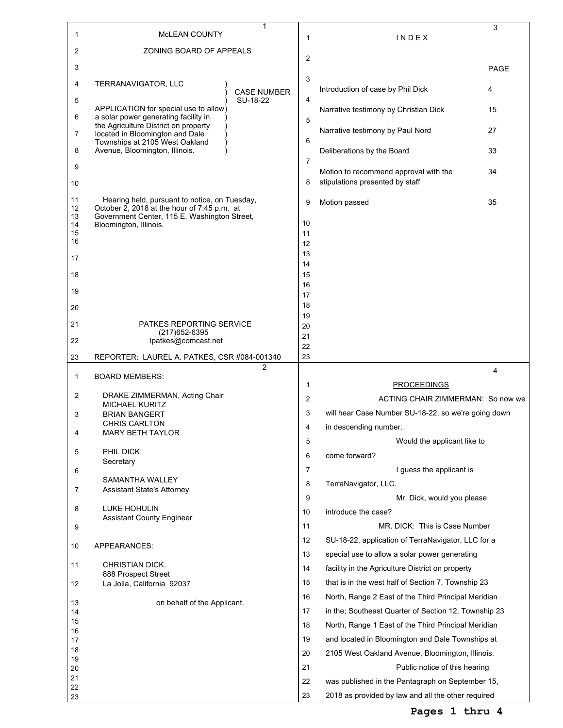McLEAN COUNTY

ZONING BOARD OF APPEALS

TERRANAVIGATOR, LLC ) CASE NUMBER SU-18-22

APPLICATION for special use to allow a solar power generating facility in the Agriculture District on property located in Bloomington and Dale Townships at 2105 West Oakland Avenue, Bloomington, Illinois.

Hearing held, pursuant to notice, on Tuesday, October 2, 2018 at the hour of 7:45 p.m. at Government Center, 115 E. Washington Street, Bloomington, Illinois.

PATKES REPORTING SERVICE
(217)652-6395
lpatkes@comcast.net

REPORTER: LAUREL A. PATKES, CSR #084-001340

---

BOARD MEMBERS:

DRAKE ZIMMERMAN, Acting Chair
MICHAEL KURITZ
BRIAN BANGERT
CHRIS CARLTON
MARY BETH TAYLOR

PHIL DICK
Secretary

SAMANTHA WALLEY
Assistant State's Attorney

LUKE HOHULIN
Assistant County Engineer

APPEARANCES:

CHRISTIAN DICK.
888 Prospect Street
La Jolla, California 92037

on behalf of the Applicant.

---

I N D E X

| | PAGE |
|---|---|
| Introduction of case by Phil Dick | 4 |
| Narrative testimony by Christian Dick | 15 |
| Narrative testimony by Paul Nord | 27 |
| Deliberations by the Board | 33 |
| Motion to recommend approval with the stipulations presented by staff | 34 |
| Motion passed | 35 |

---

PROCEEDINGS

ACTING CHAIR ZIMMERMAN: So now we will hear Case Number SU-18-22, so we're going down in descending number.

Would the applicant like to come forward?

I guess the applicant is TerraNavigator, LLC.

Mr. Dick, would you please introduce the case?

MR. DICK: This is Case Number SU-18-22, application of TerraNavigator, LLC for a special use to allow a solar power generating facility in the Agriculture District on property that is in the west half of Section 7, Township 23 North, Range 2 East of the Third Principal Meridian in the; Southeast Quarter of Section 12, Township 23 North, Range 1 East of the Third Principal Meridian and located in Bloomington and Dale Townships at 2105 West Oakland Avenue, Bloomington, Illinois.

Public notice of this hearing was published in the Pantagraph on September 15, 2018 as provided by law and all the other required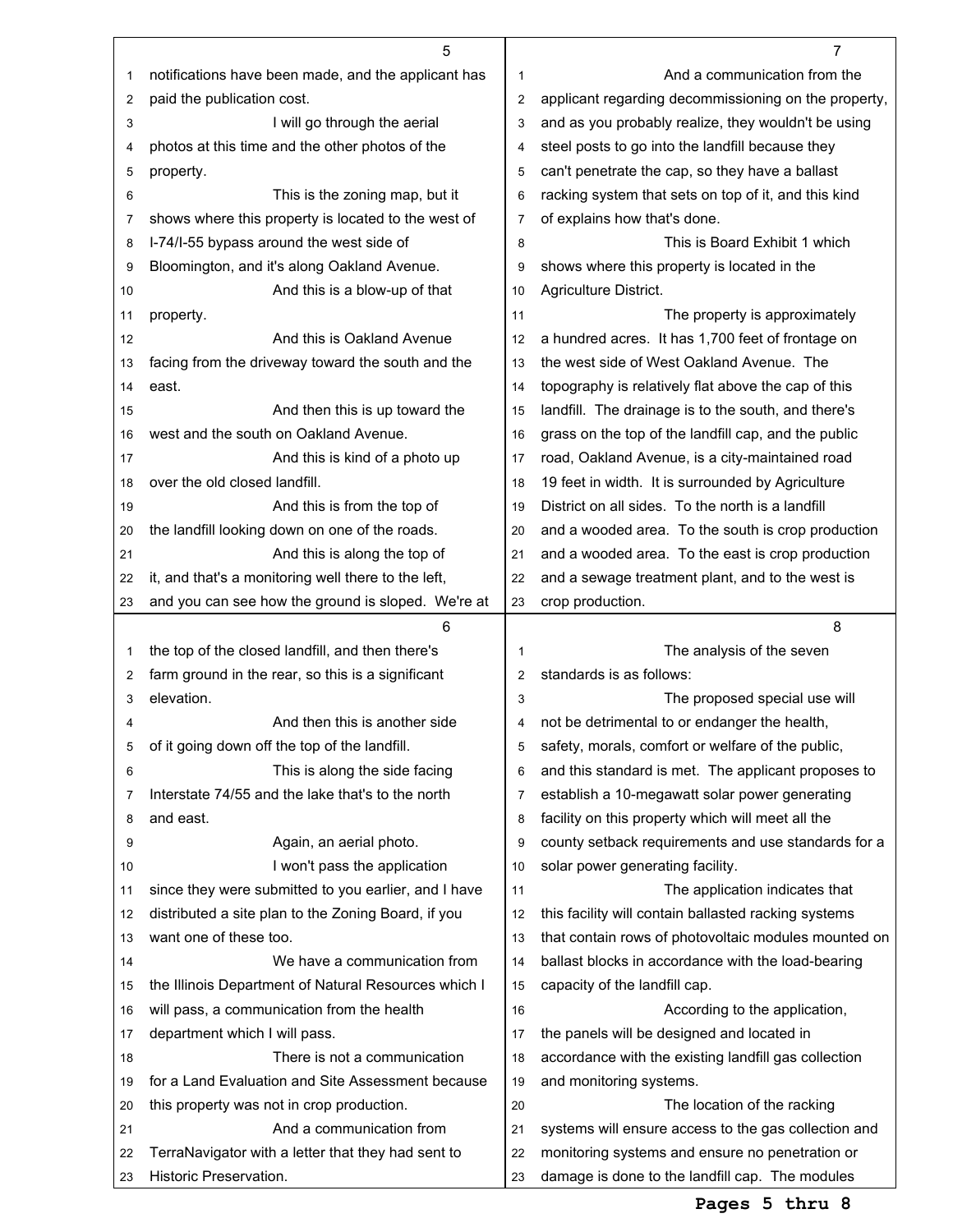notifications have been made, and the applicant has paid the publication cost.

I will go through the aerial photos at this time and the other photos of the property.

This is the zoning map, but it shows where this property is located to the west of I-74/I-55 bypass around the west side of Bloomington, and it's along Oakland Avenue.

And this is a blow-up of that property.

And this is Oakland Avenue facing from the driveway toward the south and the east.

And then this is up toward the west and the south on Oakland Avenue.

And this is kind of a photo up over the old closed landfill.

And this is from the top of the landfill looking down on one of the roads.

And this is along the top of it, and that's a monitoring well there to the left, and you can see how the ground is sloped. We're at the top of the closed landfill, and then there's farm ground in the rear, so this is a significant elevation.

And then this is another side of it going down off the top of the landfill.

This is along the side facing Interstate 74/55 and the lake that's to the north and east.

Again, an aerial photo.

I won't pass the application since they were submitted to you earlier, and I have distributed a site plan to the Zoning Board, if you want one of these too.

We have a communication from the Illinois Department of Natural Resources which I will pass, a communication from the health department which I will pass.

There is not a communication for a Land Evaluation and Site Assessment because this property was not in crop production.

And a communication from TerraNavigator with a letter that they had sent to Historic Preservation.

And a communication from the applicant regarding decommissioning on the property, and as you probably realize, they wouldn't be using steel posts to go into the landfill because they can't penetrate the cap, so they have a ballast racking system that sets on top of it, and this kind of explains how that's done.

This is Board Exhibit 1 which shows where this property is located in the Agriculture District.

The property is approximately a hundred acres. It has 1,700 feet of frontage on the west side of West Oakland Avenue. The topography is relatively flat above the cap of this landfill. The drainage is to the south, and there's grass on the top of the landfill cap, and the public road, Oakland Avenue, is a city-maintained road 19 feet in width. It is surrounded by Agriculture District on all sides. To the north is a landfill and a wooded area. To the south is crop production and a wooded area. To the east is crop production and a sewage treatment plant, and to the west is crop production.

The analysis of the seven standards is as follows:

The proposed special use will not be detrimental to or endanger the health, safety, morals, comfort or welfare of the public, and this standard is met. The applicant proposes to establish a 10-megawatt solar power generating facility on this property which will meet all the county setback requirements and use standards for a solar power generating facility.

The application indicates that this facility will contain ballasted racking systems that contain rows of photovoltaic modules mounted on ballast blocks in accordance with the load-bearing capacity of the landfill cap.

According to the application, the panels will be designed and located in accordance with the existing landfill gas collection and monitoring systems.

The location of the racking systems will ensure access to the gas collection and monitoring systems and ensure no penetration or damage is done to the landfill cap. The modules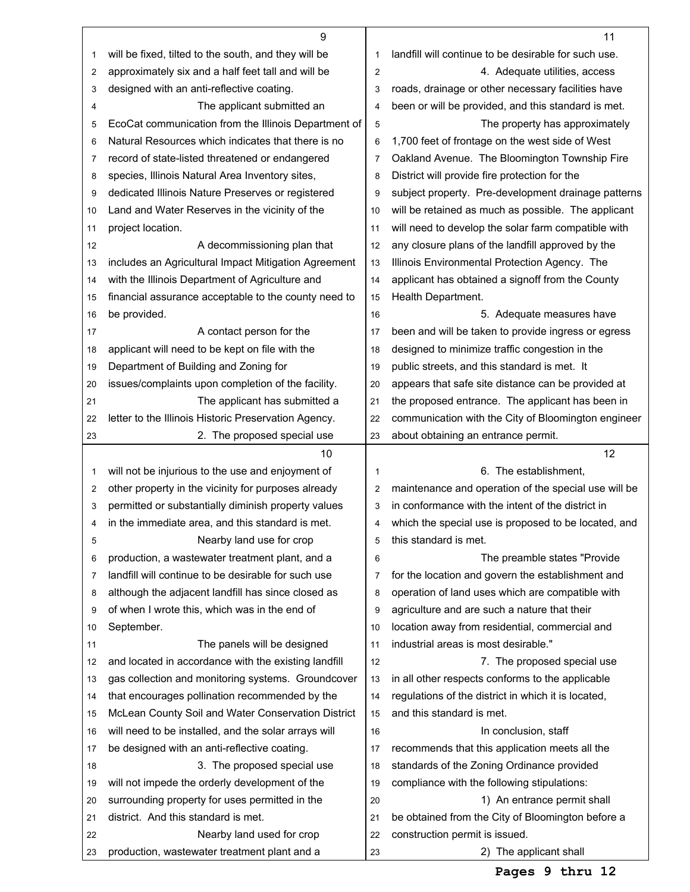will be fixed, tilted to the south, and they will be approximately six and a half feet tall and will be designed with an anti-reflective coating.

The applicant submitted an EcoCat communication from the Illinois Department of Natural Resources which indicates that there is no record of state-listed threatened or endangered species, Illinois Natural Area Inventory sites, dedicated Illinois Nature Preserves or registered Land and Water Reserves in the vicinity of the project location.

A decommissioning plan that includes an Agricultural Impact Mitigation Agreement with the Illinois Department of Agriculture and financial assurance acceptable to the county need to be provided.

A contact person for the applicant will need to be kept on file with the Department of Building and Zoning for issues/complaints upon completion of the facility.

The applicant has submitted a letter to the Illinois Historic Preservation Agency.

2. The proposed special use will not be injurious to the use and enjoyment of other property in the vicinity for purposes already permitted or substantially diminish property values in the immediate area, and this standard is met.

Nearby land use for crop production, a wastewater treatment plant, and a landfill will continue to be desirable for such use although the adjacent landfill has since closed as of when I wrote this, which was in the end of September.

The panels will be designed and located in accordance with the existing landfill gas collection and monitoring systems. Groundcover that encourages pollination recommended by the McLean County Soil and Water Conservation District will need to be installed, and the solar arrays will be designed with an anti-reflective coating.

3. The proposed special use will not impede the orderly development of the surrounding property for uses permitted in the district. And this standard is met.

Nearby land used for crop production, wastewater treatment plant and a landfill will continue to be desirable for such use.

4. Adequate utilities, access roads, drainage or other necessary facilities have been or will be provided, and this standard is met.

The property has approximately 1,700 feet of frontage on the west side of West Oakland Avenue. The Bloomington Township Fire District will provide fire protection for the subject property. Pre-development drainage patterns will be retained as much as possible. The applicant will need to develop the solar farm compatible with any closure plans of the landfill approved by the Illinois Environmental Protection Agency. The applicant has obtained a signoff from the County Health Department.

5. Adequate measures have been and will be taken to provide ingress or egress designed to minimize traffic congestion in the public streets, and this standard is met. It appears that safe site distance can be provided at the proposed entrance. The applicant has been in communication with the City of Bloomington engineer about obtaining an entrance permit.

6. The establishment, maintenance and operation of the special use will be in conformance with the intent of the district in which the special use is proposed to be located, and this standard is met.

The preamble states "Provide for the location and govern the establishment and operation of land uses which are compatible with agriculture and are such a nature that their location away from residential, commercial and industrial areas is most desirable."

7. The proposed special use in all other respects conforms to the applicable regulations of the district in which it is located, and this standard is met.

In conclusion, staff recommends that this application meets all the standards of the Zoning Ordinance provided compliance with the following stipulations:

1) An entrance permit shall be obtained from the City of Bloomington before a construction permit is issued.

2) The applicant shall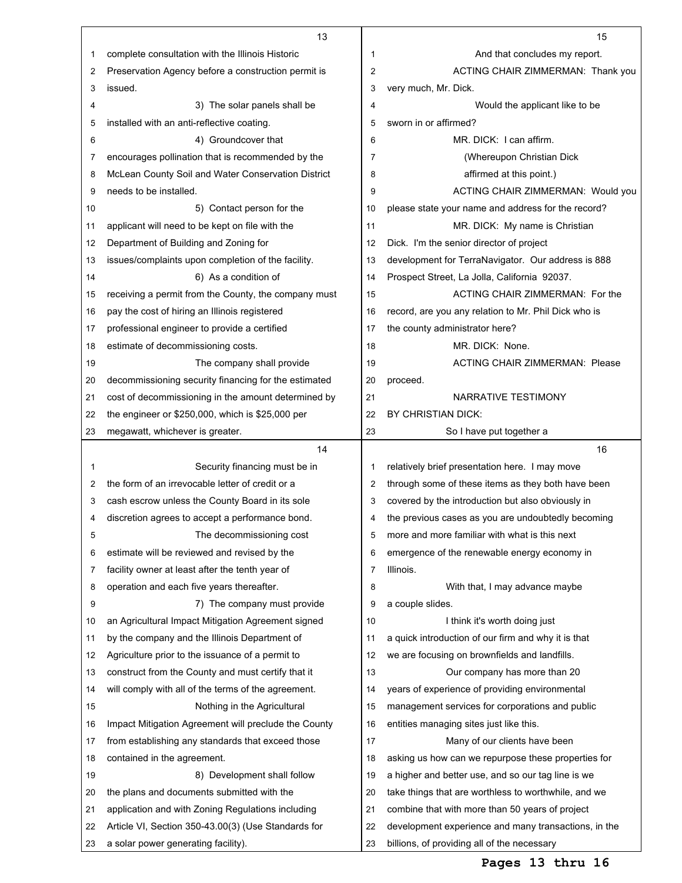complete consultation with the Illinois Historic Preservation Agency before a construction permit is issued.

3) The solar panels shall be installed with an anti-reflective coating.

4) Groundcover that encourages pollination that is recommended by the McLean County Soil and Water Conservation District needs to be installed.

5) Contact person for the applicant will need to be kept on file with the Department of Building and Zoning for issues/complaints upon completion of the facility.

6) As a condition of receiving a permit from the County, the company must pay the cost of hiring an Illinois registered professional engineer to provide a certified estimate of decommissioning costs.

The company shall provide decommissioning security financing for the estimated cost of decommissioning in the amount determined by the engineer or $250,000, which is $25,000 per megawatt, whichever is greater.

Security financing must be in the form of an irrevocable letter of credit or a cash escrow unless the County Board in its sole discretion agrees to accept a performance bond.

The decommissioning cost estimate will be reviewed and revised by the facility owner at least after the tenth year of operation and each five years thereafter.

7) The company must provide an Agricultural Impact Mitigation Agreement signed by the company and the Illinois Department of Agriculture prior to the issuance of a permit to construct from the County and must certify that it will comply with all of the terms of the agreement.

Nothing in the Agricultural Impact Mitigation Agreement will preclude the County from establishing any standards that exceed those contained in the agreement.

8) Development shall follow the plans and documents submitted with the application and with Zoning Regulations including Article VI, Section 350-43.00(3) (Use Standards for a solar power generating facility).

And that concludes my report.

ACTING CHAIR ZIMMERMAN: Thank you very much, Mr. Dick.

Would the applicant like to be sworn in or affirmed?

MR. DICK: I can affirm.

(Whereupon Christian Dick affirmed at this point.)

ACTING CHAIR ZIMMERMAN: Would you please state your name and address for the record?

MR. DICK: My name is Christian Dick. I'm the senior director of project development for TerraNavigator. Our address is 888 Prospect Street, La Jolla, California 92037.

ACTING CHAIR ZIMMERMAN: For the record, are you any relation to Mr. Phil Dick who is the county administrator here?

MR. DICK: None.

ACTING CHAIR ZIMMERMAN: Please proceed.

NARRATIVE TESTIMONY
BY CHRISTIAN DICK:

So I have put together a relatively brief presentation here. I may move through some of these items as they both have been covered by the introduction but also obviously in the previous cases as you are undoubtedly becoming more and more familiar with what is this next emergence of the renewable energy economy in Illinois.

With that, I may advance maybe a couple slides.

I think it's worth doing just a quick introduction of our firm and why it is that we are focusing on brownfields and landfills.

Our company has more than 20 years of experience of providing environmental management services for corporations and public entities managing sites just like this.

Many of our clients have been asking us how can we repurpose these properties for a higher and better use, and so our tag line is we take things that are worthless to worthwhile, and we combine that with more than 50 years of project development experience and many transactions, in the billions, of providing all of the necessary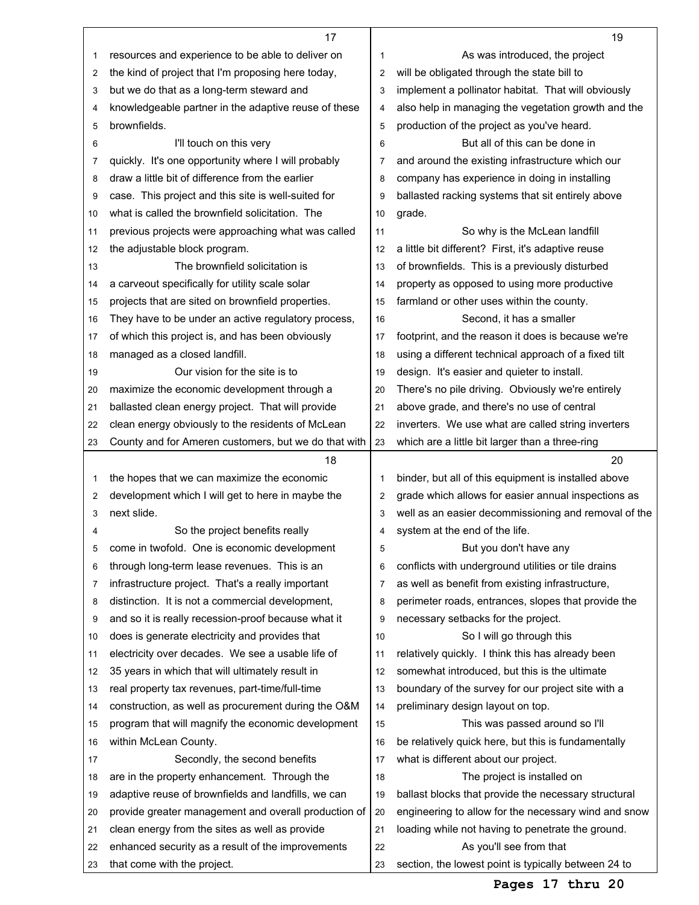resources and experience to be able to deliver on the kind of project that I'm proposing here today, but we do that as a long-term steward and knowledgeable partner in the adaptive reuse of these brownfields.

I'll touch on this very quickly. It's one opportunity where I will probably draw a little bit of difference from the earlier case. This project and this site is well-suited for what is called the brownfield solicitation. The previous projects were approaching what was called the adjustable block program.

The brownfield solicitation is a carveout specifically for utility scale solar projects that are sited on brownfield properties. They have to be under an active regulatory process, of which this project is, and has been obviously managed as a closed landfill.

Our vision for the site is to maximize the economic development through a ballasted clean energy project. That will provide clean energy obviously to the residents of McLean County and for Ameren customers, but we do that with the hopes that we can maximize the economic development which I will get to here in maybe the next slide.

So the project benefits really come in twofold. One is economic development through long-term lease revenues. This is an infrastructure project. That's a really important distinction. It is not a commercial development, and so it is really recession-proof because what it does is generate electricity and provides that electricity over decades. We see a usable life of 35 years in which that will ultimately result in real property tax revenues, part-time/full-time construction, as well as procurement during the O&M program that will magnify the economic development within McLean County.

Secondly, the second benefits are in the property enhancement. Through the adaptive reuse of brownfields and landfills, we can provide greater management and overall production of clean energy from the sites as well as provide enhanced security as a result of the improvements that come with the project.

As was introduced, the project will be obligated through the state bill to implement a pollinator habitat. That will obviously also help in managing the vegetation growth and the production of the project as you've heard.

But all of this can be done in and around the existing infrastructure which our company has experience in doing in installing ballasted racking systems that sit entirely above grade.

So why is the McLean landfill a little bit different? First, it's adaptive reuse of brownfields. This is a previously disturbed property as opposed to using more productive farmland or other uses within the county.

Second, it has a smaller footprint, and the reason it does is because we're using a different technical approach of a fixed tilt design. It's easier and quieter to install. There's no pile driving. Obviously we're entirely above grade, and there's no use of central inverters. We use what are called string inverters which are a little bit larger than a three-ring binder, but all of this equipment is installed above grade which allows for easier annual inspections as well as an easier decommissioning and removal of the system at the end of the life.

But you don't have any conflicts with underground utilities or tile drains as well as benefit from existing infrastructure, perimeter roads, entrances, slopes that provide the necessary setbacks for the project.

So I will go through this relatively quickly. I think this has already been somewhat introduced, but this is the ultimate boundary of the survey for our project site with a preliminary design layout on top.

This was passed around so I'll be relatively quick here, but this is fundamentally what is different about our project.

The project is installed on ballast blocks that provide the necessary structural engineering to allow for the necessary wind and snow loading while not having to penetrate the ground.

As you'll see from that section, the lowest point is typically between 24 to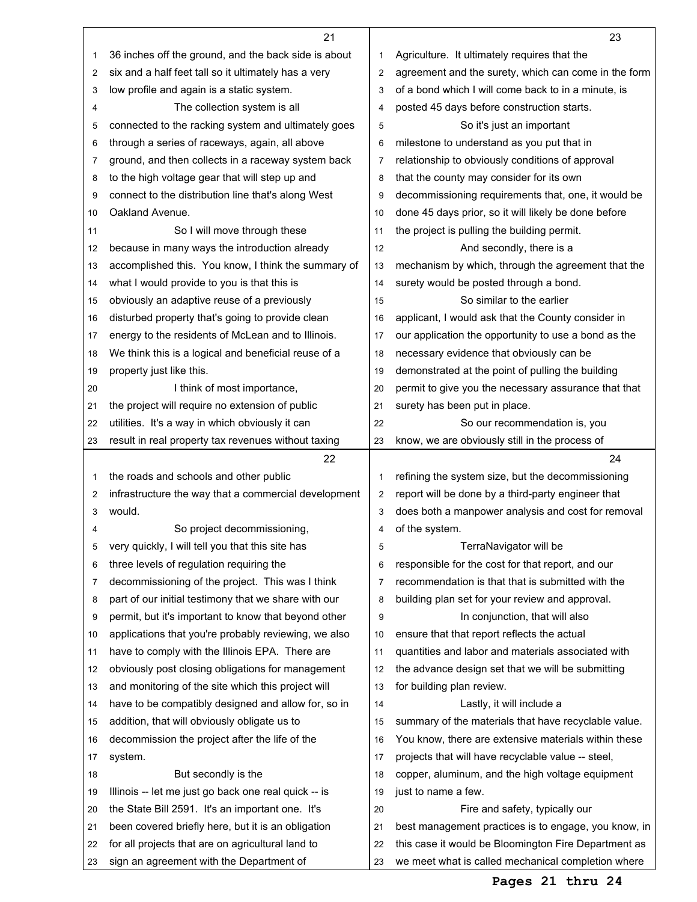36 inches off the ground, and the back side is about six and a half feet tall so it ultimately has a very low profile and again is a static system.

The collection system is all connected to the racking system and ultimately goes through a series of raceways, again, all above ground, and then collects in a raceway system back to the high voltage gear that will step up and connect to the distribution line that's along West Oakland Avenue.

So I will move through these because in many ways the introduction already accomplished this. You know, I think the summary of what I would provide to you is that this is obviously an adaptive reuse of a previously disturbed property that's going to provide clean energy to the residents of McLean and to Illinois. We think this is a logical and beneficial reuse of a property just like this.

I think of most importance, the project will require no extension of public utilities. It's a way in which obviously it can result in real property tax revenues without taxing the roads and schools and other public infrastructure the way that a commercial development would.

So project decommissioning, very quickly, I will tell you that this site has three levels of regulation requiring the decommissioning of the project. This was I think part of our initial testimony that we share with our permit, but it's important to know that beyond other applications that you're probably reviewing, we also have to comply with the Illinois EPA. There are obviously post closing obligations for management and monitoring of the site which this project will have to be compatibly designed and allow for, so in addition, that will obviously obligate us to decommission the project after the life of the system.

But secondly is the Illinois -- let me just go back one real quick -- is the State Bill 2591. It's an important one. It's been covered briefly here, but it is an obligation for all projects that are on agricultural land to sign an agreement with the Department of Agriculture. It ultimately requires that the agreement and the surety, which can come in the form of a bond which I will come back to in a minute, is posted 45 days before construction starts.

So it's just an important milestone to understand as you put that in relationship to obviously conditions of approval that the county may consider for its own decommissioning requirements that, one, it would be done 45 days prior, so it will likely be done before the project is pulling the building permit.

And secondly, there is a mechanism by which, through the agreement that the surety would be posted through a bond.

So similar to the earlier applicant, I would ask that the County consider in our application the opportunity to use a bond as the necessary evidence that obviously can be demonstrated at the point of pulling the building permit to give you the necessary assurance that that surety has been put in place.

So our recommendation is, you know, we are obviously still in the process of refining the system size, but the decommissioning report will be done by a third-party engineer that does both a manpower analysis and cost for removal of the system.

TerraNavigator will be responsible for the cost for that report, and our recommendation is that that is submitted with the building plan set for your review and approval.

In conjunction, that will also ensure that that report reflects the actual quantities and labor and materials associated with the advance design set that we will be submitting for building plan review.

Lastly, it will include a summary of the materials that have recyclable value. You know, there are extensive materials within these projects that will have recyclable value -- steel, copper, aluminum, and the high voltage equipment just to name a few.

Fire and safety, typically our best management practices is to engage, you know, in this case it would be Bloomington Fire Department as we meet what is called mechanical completion where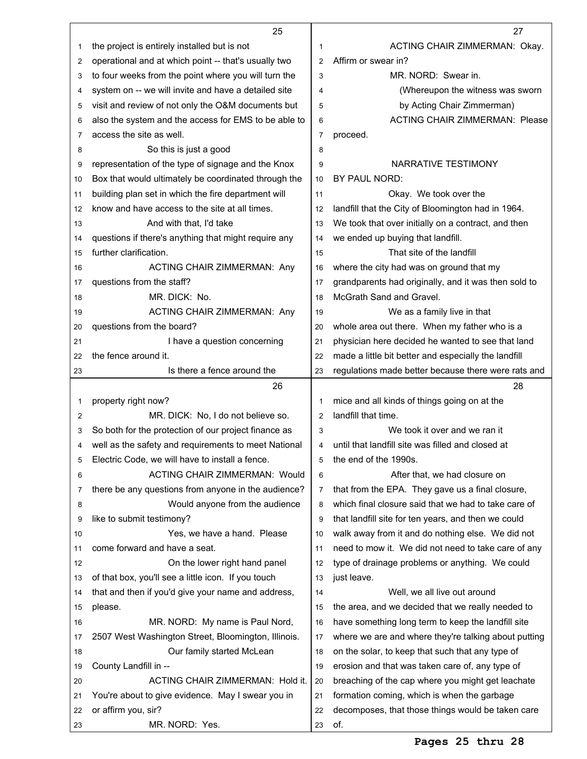the project is entirely installed but is not operational and at which point -- that's usually two to four weeks from the point where you will turn the system on -- we will invite and have a detailed site visit and review of not only the O&M documents but also the system and the access for EMS to be able to access the site as well.

So this is just a good representation of the type of signage and the Knox Box that would ultimately be coordinated through the building plan set in which the fire department will know and have access to the site at all times.

And with that, I'd take questions if there's anything that might require any further clarification.

ACTING CHAIR ZIMMERMAN: Any questions from the staff?

MR. DICK: No.

ACTING CHAIR ZIMMERMAN: Any questions from the board?

I have a question concerning the fence around it.

Is there a fence around the property right now?

MR. DICK: No, I do not believe so. So both for the protection of our project finance as well as the safety and requirements to meet National Electric Code, we will have to install a fence.

ACTING CHAIR ZIMMERMAN: Would there be any questions from anyone in the audience?

Would anyone from the audience like to submit testimony?

Yes, we have a hand. Please come forward and have a seat.

On the lower right hand panel of that box, you'll see a little icon. If you touch that and then if you'd give your name and address, please.

MR. NORD: My name is Paul Nord, 2507 West Washington Street, Bloomington, Illinois.

Our family started McLean County Landfill in --

ACTING CHAIR ZIMMERMAN: Hold it. You're about to give evidence. May I swear you in or affirm you, sir?

MR. NORD: Yes.

ACTING CHAIR ZIMMERMAN: Okay. Affirm or swear in?

MR. NORD: Swear in.

(Whereupon the witness was sworn by Acting Chair Zimmerman)

ACTING CHAIR ZIMMERMAN: Please proceed.

NARRATIVE TESTIMONY

BY PAUL NORD:

Okay. We took over the landfill that the City of Bloomington had in 1964. We took that over initially on a contract, and then we ended up buying that landfill.

That site of the landfill where the city had was on ground that my grandparents had originally, and it was then sold to McGrath Sand and Gravel.

We as a family live in that whole area out there. When my father who is a physician here decided he wanted to see that land made a little bit better and especially the landfill regulations made better because there were rats and mice and all kinds of things going on at the landfill that time.

We took it over and we ran it until that landfill site was filled and closed at the end of the 1990s.

After that, we had closure on that from the EPA. They gave us a final closure, which final closure said that we had to take care of that landfill site for ten years, and then we could walk away from it and do nothing else. We did not need to mow it. We did not need to take care of any type of drainage problems or anything. We could just leave.

Well, we all live out around the area, and we decided that we really needed to have something long term to keep the landfill site where we are and where they're talking about putting on the solar, to keep that such that any type of erosion and that was taken care of, any type of breaching of the cap where you might get leachate formation coming, which is when the garbage decomposes, that those things would be taken care of.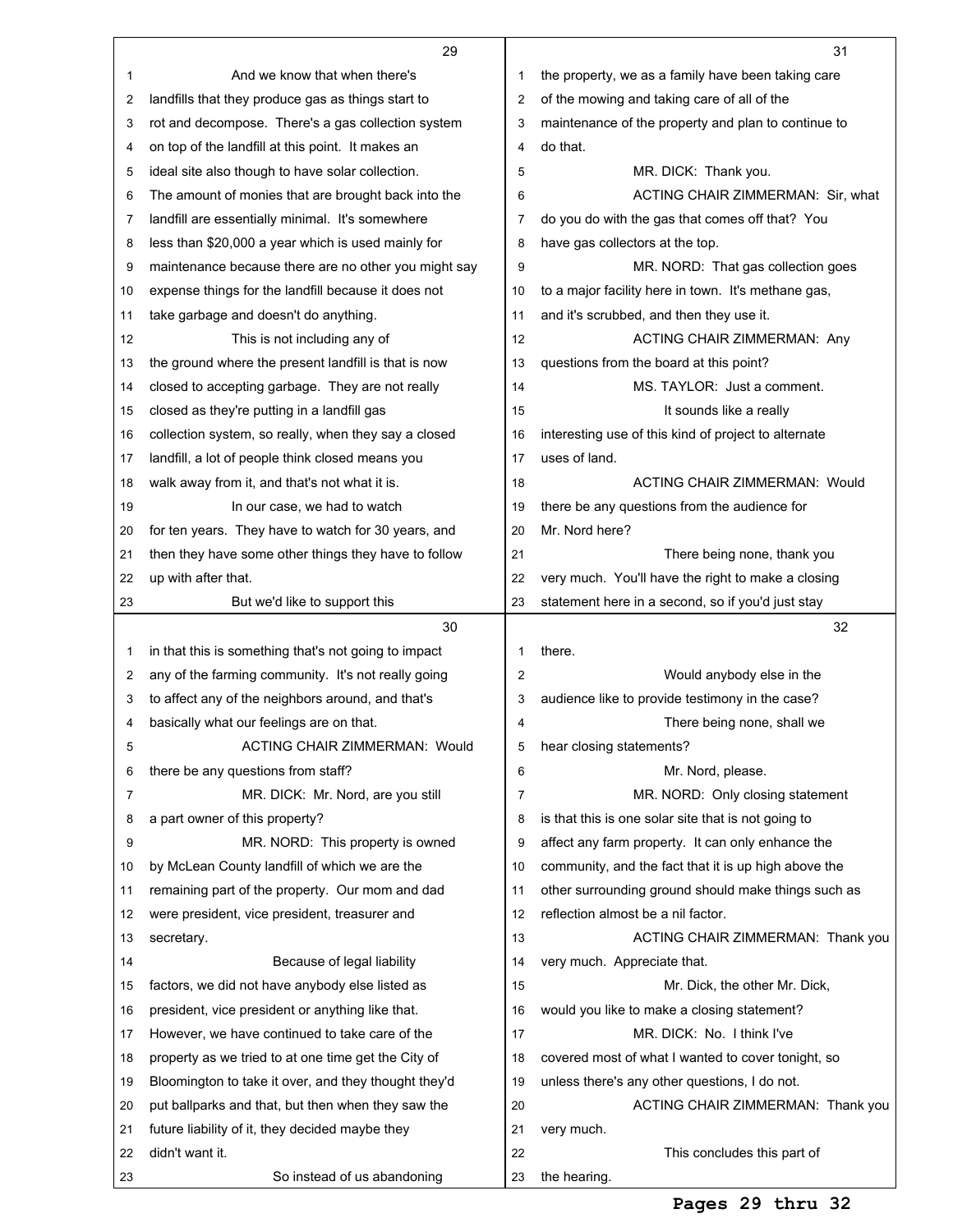And we know that when there's landfills that they produce gas as things start to rot and decompose. There's a gas collection system on top of the landfill at this point. It makes an ideal site also though to have solar collection. The amount of monies that are brought back into the landfill are essentially minimal. It's somewhere less than $20,000 a year which is used mainly for maintenance because there are no other you might say expense things for the landfill because it does not take garbage and doesn't do anything.

This is not including any of the ground where the present landfill is that is now closed to accepting garbage. They are not really closed as they're putting in a landfill gas collection system, so really, when they say a closed landfill, a lot of people think closed means you walk away from it, and that's not what it is.

In our case, we had to watch for ten years. They have to watch for 30 years, and then they have some other things they have to follow up with after that.

But we'd like to support this in that this is something that's not going to impact any of the farming community. It's not really going to affect any of the neighbors around, and that's basically what our feelings are on that.

ACTING CHAIR ZIMMERMAN: Would there be any questions from staff?

MR. DICK: Mr. Nord, are you still a part owner of this property?

MR. NORD: This property is owned by McLean County landfill of which we are the remaining part of the property. Our mom and dad were president, vice president, treasurer and secretary.

Because of legal liability factors, we did not have anybody else listed as president, vice president or anything like that. However, we have continued to take care of the property as we tried to at one time get the City of Bloomington to take it over, and they thought they'd put ballparks and that, but then when they saw the future liability of it, they decided maybe they didn't want it.

So instead of us abandoning the property, we as a family have been taking care of the mowing and taking care of all of the maintenance of the property and plan to continue to do that.

MR. DICK: Thank you.

ACTING CHAIR ZIMMERMAN: Sir, what do you do with the gas that comes off that? You have gas collectors at the top.

MR. NORD: That gas collection goes to a major facility here in town. It's methane gas, and it's scrubbed, and then they use it.

ACTING CHAIR ZIMMERMAN: Any questions from the board at this point?

MS. TAYLOR: Just a comment.

It sounds like a really interesting use of this kind of project to alternate uses of land.

ACTING CHAIR ZIMMERMAN: Would there be any questions from the audience for Mr. Nord here?

There being none, thank you very much. You'll have the right to make a closing statement here in a second, so if you'd just stay there.

Would anybody else in the audience like to provide testimony in the case?

There being none, shall we hear closing statements?

Mr. Nord, please.

MR. NORD: Only closing statement is that this is one solar site that is not going to affect any farm property. It can only enhance the community, and the fact that it is up high above the other surrounding ground should make things such as reflection almost be a nil factor.

ACTING CHAIR ZIMMERMAN: Thank you very much. Appreciate that.

Mr. Dick, the other Mr. Dick, would you like to make a closing statement?

MR. DICK: No. I think I've covered most of what I wanted to cover tonight, so unless there's any other questions, I do not.

ACTING CHAIR ZIMMERMAN: Thank you very much.

This concludes this part of the hearing.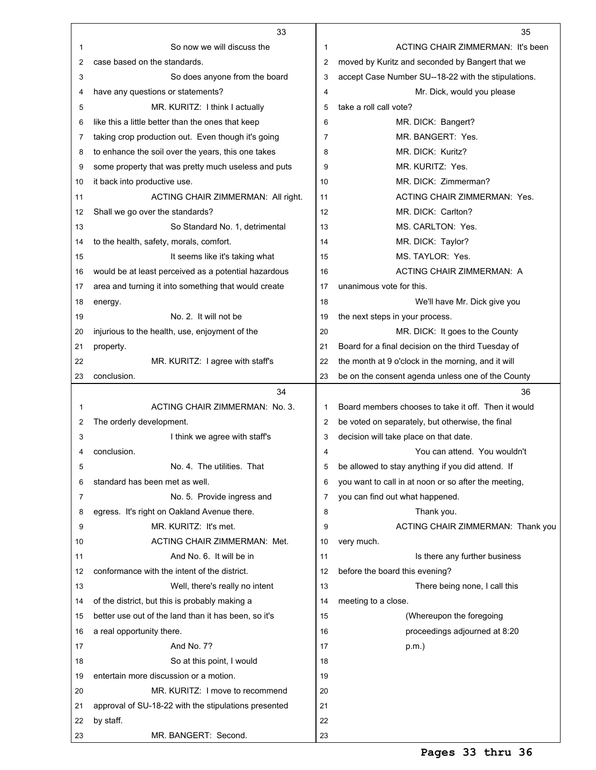**Page 33**

1 So now we will discuss the
2 case based on the standards.
3 So does anyone from the board
4 have any questions or statements?
5 MR. KURITZ: I think I actually
6 like this a little better than the ones that keep
7 taking crop production out. Even though it's going
8 to enhance the soil over the years, this one takes
9 some property that was pretty much useless and puts
10 it back into productive use.
11 ACTING CHAIR ZIMMERMAN: All right.
12 Shall we go over the standards?
13 So Standard No. 1, detrimental
14 to the health, safety, morals, comfort.
15 It seems like it's taking what
16 would be at least perceived as a potential hazardous
17 area and turning it into something that would create
18 energy.
19 No. 2. It will not be
20 injurious to the health, use, enjoyment of the
21 property.
22 MR. KURITZ: I agree with staff's
23 conclusion.

**Page 34**

1 ACTING CHAIR ZIMMERMAN: No. 3.
2 The orderly development.
3 I think we agree with staff's
4 conclusion.
5 No. 4. The utilities. That
6 standard has been met as well.
7 No. 5. Provide ingress and
8 egress. It's right on Oakland Avenue there.
9 MR. KURITZ: It's met.
10 ACTING CHAIR ZIMMERMAN: Met.
11 And No. 6. It will be in
12 conformance with the intent of the district.
13 Well, there's really no intent
14 of the district, but this is probably making a
15 better use out of the land than it has been, so it's
16 a real opportunity there.
17 And No. 7?
18 So at this point, I would
19 entertain more discussion or a motion.
20 MR. KURITZ: I move to recommend
21 approval of SU-18-22 with the stipulations presented
22 by staff.
23 MR. BANGERT: Second.

**Page 35**

1 ACTING CHAIR ZIMMERMAN: It's been
2 moved by Kuritz and seconded by Bangert that we
3 accept Case Number SU--18-22 with the stipulations.
4 Mr. Dick, would you please
5 take a roll call vote?
6 MR. DICK: Bangert?
7 MR. BANGERT: Yes.
8 MR. DICK: Kuritz?
9 MR. KURITZ: Yes.
10 MR. DICK: Zimmerman?
11 ACTING CHAIR ZIMMERMAN: Yes.
12 MR. DICK: Carlton?
13 MS. CARLTON: Yes.
14 MR. DICK: Taylor?
15 MS. TAYLOR: Yes.
16 ACTING CHAIR ZIMMERMAN: A
17 unanimous vote for this.
18 We'll have Mr. Dick give you
19 the next steps in your process.
20 MR. DICK: It goes to the County
21 Board for a final decision on the third Tuesday of
22 the month at 9 o'clock in the morning, and it will
23 be on the consent agenda unless one of the County

**Page 36**

1 Board members chooses to take it off. Then it would
2 be voted on separately, but otherwise, the final
3 decision will take place on that date.
4 You can attend. You wouldn't
5 be allowed to stay anything if you did attend. If
6 you want to call in at noon or so after the meeting,
7 you can find out what happened.
8 Thank you.
9 ACTING CHAIR ZIMMERMAN: Thank you
10 very much.
11 Is there any further business
12 before the board this evening?
13 There being none, I call this
14 meeting to a close.
15 (Whereupon the foregoing
16 proceedings adjourned at 8:20
17 p.m.)
18
19
20
21
22
23

**Pages 33 thru 36**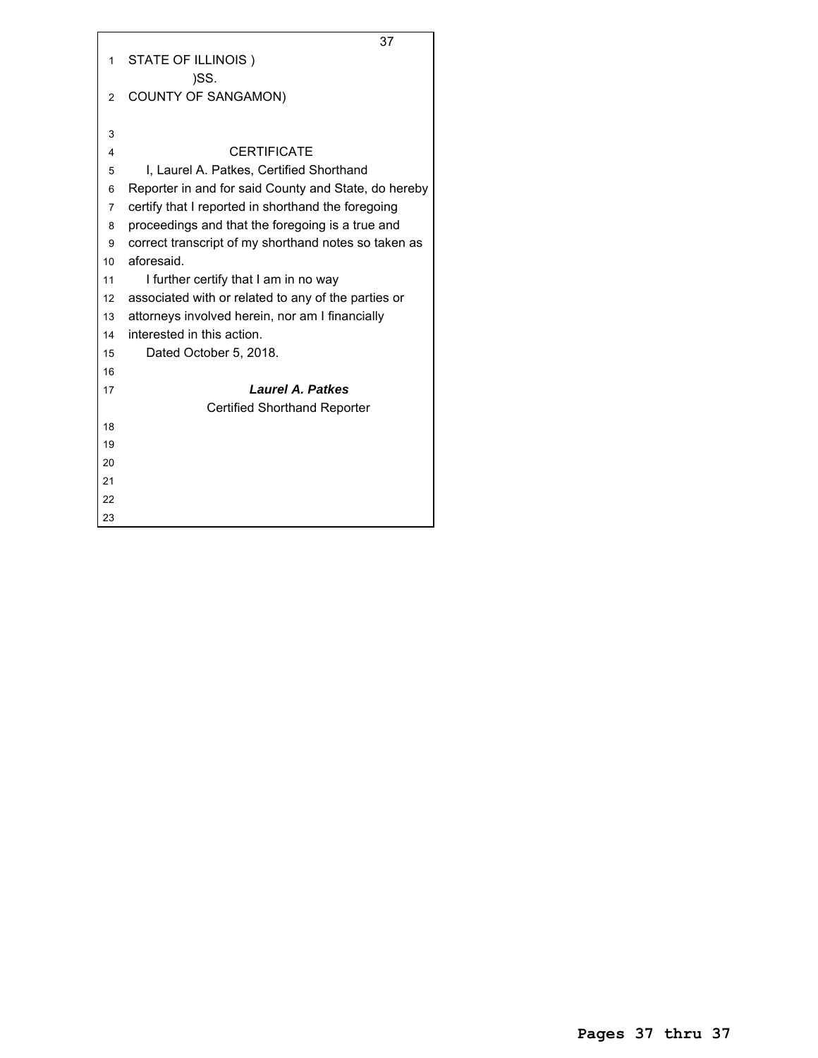STATE OF ILLINOIS )
)SS.
COUNTY OF SANGAMON)

CERTIFICATE

I, Laurel A. Patkes, Certified Shorthand Reporter in and for said County and State, do hereby certify that I reported in shorthand the foregoing proceedings and that the foregoing is a true and correct transcript of my shorthand notes so taken as aforesaid.

I further certify that I am in no way associated with or related to any of the parties or attorneys involved herein, nor am I financially interested in this action.

Dated October 5, 2018.

***Laurel A. Patkes***
Certified Shorthand Reporter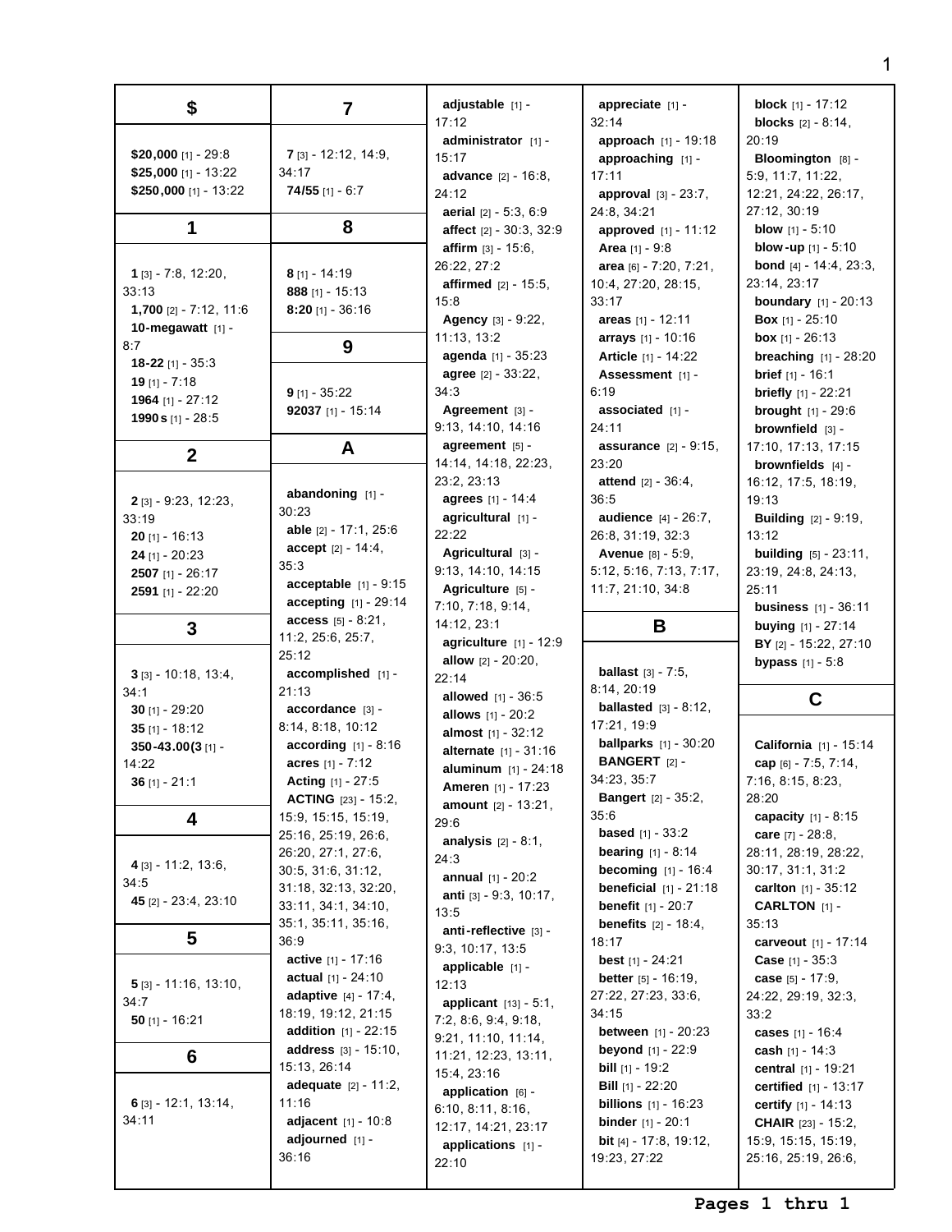## $

**$20,000** [1] - 29:8
**$25,000** [1] - 13:22
**$250,000** [1] - 13:22

## 1

**1** [3] - 7:8, 12:20, 33:13
**1,700** [2] - 7:12, 11:6
**10-megawatt** [1] - 8:7
**18-22** [1] - 35:3
**19** [1] - 7:18
**1964** [1] - 27:12
**1990s** [1] - 28:5

## 2

**2** [3] - 9:23, 12:23, 33:19
**20** [1] - 16:13
**24** [1] - 20:23
**2507** [1] - 26:17
**2591** [1] - 22:20

## 3

**3** [3] - 10:18, 13:4, 34:1
**30** [1] - 29:20
**35** [1] - 18:12
**350-43.00(3** [1] - 14:22
**36** [1] - 21:1

## 4

**4** [3] - 11:2, 13:6, 34:5
**45** [2] - 23:4, 23:10

## 5

**5** [3] - 11:16, 13:10, 34:7
**50** [1] - 16:21

## 6

**6** [3] - 12:1, 13:14, 34:11

## 7

**7** [3] - 12:12, 14:9, 34:17
**74/55** [1] - 6:7

## 8

**8** [1] - 14:19
**888** [1] - 15:13
**8:20** [1] - 36:16

## 9

**9** [1] - 35:22
**92037** [1] - 15:14

## A

**abandoning** [1] - 30:23
**able** [2] - 17:1, 25:6
**accept** [2] - 14:4, 35:3
**acceptable** [1] - 9:15
**accepting** [1] - 29:14
**access** [5] - 8:21, 11:2, 25:6, 25:7, 25:12
**accomplished** [1] - 21:13
**accordance** [3] - 8:14, 8:18, 10:12
**according** [1] - 8:16
**acres** [1] - 7:12
**Acting** [1] - 27:5
**ACTING** [23] - 15:2, 15:9, 15:15, 15:19, 25:16, 25:19, 26:6, 26:20, 27:1, 27:6, 30:5, 31:6, 31:12, 31:18, 32:13, 32:20, 33:11, 34:1, 34:10, 35:1, 35:11, 35:16, 36:9
**active** [1] - 17:16
**actual** [1] - 24:10
**adaptive** [4] - 17:4, 18:19, 19:12, 21:15
**addition** [1] - 22:15
**address** [3] - 15:10, 15:13, 26:14
**adequate** [2] - 11:2, 11:16
**adjacent** [1] - 10:8
**adjourned** [1] - 36:16
**adjustable** [1] - 17:12
**administrator** [1] - 15:17
**advance** [2] - 16:8, 24:12
**aerial** [2] - 5:3, 6:9
**affect** [2] - 30:3, 32:9
**affirm** [3] - 15:6, 26:22, 27:2
**affirmed** [2] - 15:5, 15:8
**Agency** [3] - 9:22, 11:13, 13:2
**agenda** [1] - 35:23
**agree** [2] - 33:22, 34:3
**Agreement** [3] - 9:13, 14:10, 14:16
**agreement** [5] - 14:14, 14:18, 22:23, 23:2, 23:13
**agrees** [1] - 14:4
**agricultural** [1] - 22:22
**Agricultural** [3] - 9:13, 14:10, 14:15
**Agriculture** [5] - 7:10, 7:18, 9:14, 14:12, 23:1
**agriculture** [1] - 12:9
**allow** [2] - 20:20, 22:14
**allowed** [1] - 36:5
**allows** [1] - 20:2
**almost** [1] - 32:12
**alternate** [1] - 31:16
**aluminum** [1] - 24:18
**Ameren** [1] - 17:23
**amount** [2] - 13:21, 29:6
**analysis** [2] - 8:1, 24:3
**annual** [1] - 20:2
**anti** [3] - 9:3, 10:17, 13:5
**anti-reflective** [3] - 9:3, 10:17, 13:5
**applicable** [1] - 12:13
**applicant** [13] - 5:1, 7:2, 8:6, 9:4, 9:18, 9:21, 11:10, 11:14, 11:21, 12:23, 13:11, 15:4, 23:16
**application** [6] - 6:10, 8:11, 8:16, 12:17, 14:21, 23:17
**applications** [1] - 22:10
**appreciate** [1] - 32:14
**approach** [1] - 19:18
**approaching** [1] - 17:11
**approval** [3] - 23:7, 24:8, 34:21
**approved** [1] - 11:12
**Area** [1] - 9:8
**area** [6] - 7:20, 7:21, 10:4, 27:20, 28:15, 33:17
**areas** [1] - 12:11
**arrays** [1] - 10:16
**Article** [1] - 14:22
**Assessment** [1] - 6:19
**associated** [1] - 24:11
**assurance** [2] - 9:15, 23:20
**attend** [2] - 36:4, 36:5
**audience** [4] - 26:7, 26:8, 31:19, 32:3
**Avenue** [8] - 5:9, 5:12, 5:16, 7:13, 7:17, 11:7, 21:10, 34:8

## B

**ballast** [3] - 7:5, 8:14, 20:19
**ballasted** [3] - 8:12, 17:21, 19:9
**ballparks** [1] - 30:20
**BANGERT** [2] - 34:23, 35:7
**Bangert** [2] - 35:2, 35:6
**based** [1] - 33:2
**bearing** [1] - 8:14
**becoming** [1] - 16:4
**beneficial** [1] - 21:18
**benefit** [1] - 20:7
**benefits** [2] - 18:4, 18:17
**best** [1] - 24:21
**better** [5] - 16:19, 27:22, 27:23, 33:6, 34:15
**between** [1] - 20:23
**beyond** [1] - 22:9
**bill** [1] - 19:2
**Bill** [1] - 22:20
**billions** [1] - 16:23
**binder** [1] - 20:1
**bit** [4] - 17:8, 19:12, 19:23, 27:22
**block** [1] - 17:12
**blocks** [2] - 8:14, 20:19
**Bloomington** [8] - 5:9, 11:7, 11:22, 12:21, 24:22, 26:17, 27:12, 30:19
**blow** [1] - 5:10
**blow-up** [1] - 5:10
**bond** [4] - 14:4, 23:3, 23:14, 23:17
**boundary** [1] - 20:13
**Box** [1] - 25:10
**box** [1] - 26:13
**breaching** [1] - 28:20
**brief** [1] - 16:1
**briefly** [1] - 22:21
**brought** [1] - 29:6
**brownfield** [3] - 17:10, 17:13, 17:15
**brownfields** [4] - 16:12, 17:5, 18:19, 19:13
**Building** [2] - 9:19, 13:12
**building** [5] - 23:11, 23:19, 24:8, 24:13, 25:11
**business** [1] - 36:11
**buying** [1] - 27:14
**BY** [2] - 15:22, 27:10
**bypass** [1] - 5:8

## C

**California** [1] - 15:14
**cap** [6] - 7:5, 7:14, 7:16, 8:15, 8:23, 28:20
**capacity** [1] - 8:15
**care** [7] - 28:8, 28:11, 28:19, 28:22, 30:17, 31:1, 31:2
**carlton** [1] - 35:12
**CARLTON** [1] - 35:13
**carveout** [1] - 17:14
**Case** [1] - 35:3
**case** [5] - 17:9, 24:22, 29:19, 32:3, 33:2
**cases** [1] - 16:4
**cash** [1] - 14:3
**central** [1] - 19:21
**certified** [1] - 13:17
**certify** [1] - 14:13
**CHAIR** [23] - 15:2, 15:9, 15:15, 15:19, 25:16, 25:19, 26:6,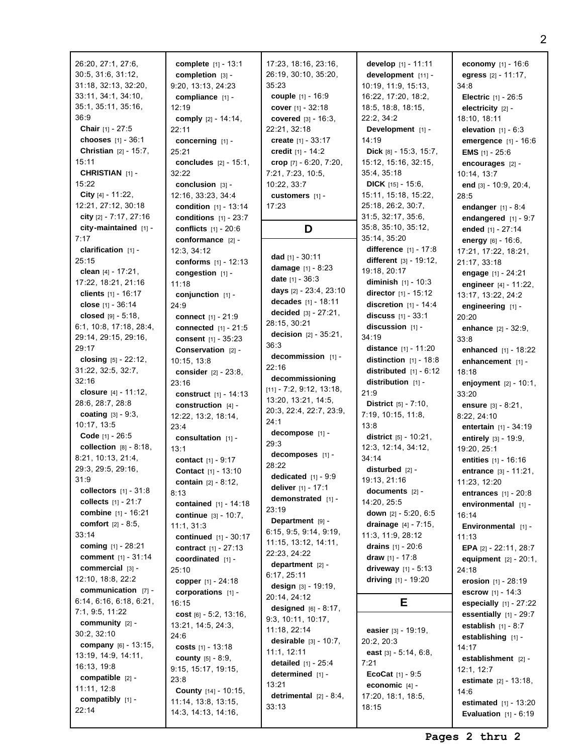26:20, 27:1, 27:6, 30:5, 31:6, 31:12, 31:18, 32:13, 32:20, 33:11, 34:1, 34:10, 35:1, 35:11, 35:16, 36:9

**Chair** [1] - 27:5
**chooses** [1] - 36:1
**Christian** [2] - 15:7, 15:11
**CHRISTIAN** [1] - 15:22
**City** [4] - 11:22, 12:21, 27:12, 30:18
**city** [2] - 7:17, 27:16
**city-maintained** [1] - 7:17
**clarification** [1] - 25:15
**clean** [4] - 17:21, 17:22, 18:21, 21:16
**clients** [1] - 16:17
**close** [1] - 36:14
**closed** [9] - 5:18, 6:1, 10:8, 17:18, 28:4, 29:14, 29:15, 29:16, 29:17
**closing** [5] - 22:12, 31:22, 32:5, 32:7, 32:16
**closure** [4] - 11:12, 28:6, 28:7, 28:8
**coating** [3] - 9:3, 10:17, 13:5
**Code** [1] - 26:5
**collection** [8] - 8:18, 8:21, 10:13, 21:4, 29:3, 29:5, 29:16, 31:9
**collectors** [1] - 31:8
**collects** [1] - 21:7
**combine** [1] - 16:21
**comfort** [2] - 8:5, 33:14
**coming** [1] - 28:21
**comment** [1] - 31:14
**commercial** [3] - 12:10, 18:8, 22:2
**communication** [7] - 6:14, 6:16, 6:18, 6:21, 7:1, 9:5, 11:22
**community** [2] - 30:2, 32:10
**company** [6] - 13:15, 13:19, 14:9, 14:11, 16:13, 19:8
**compatible** [2] - 11:11, 12:8
**compatibly** [1] - 22:14
**complete** [1] - 13:1
**completion** [3] - 9:20, 13:13, 24:23
**compliance** [1] - 12:19
**comply** [2] - 14:14, 22:11
**concerning** [1] - 25:21
**concludes** [2] - 15:1, 32:22
**conclusion** [3] - 12:16, 33:23, 34:4
**condition** [1] - 13:14
**conditions** [1] - 23:7
**conflicts** [1] - 20:6
**conformance** [2] - 12:3, 34:12
**conforms** [1] - 12:13
**congestion** [1] - 11:18
**conjunction** [1] - 24:9
**connect** [1] - 21:9
**connected** [1] - 21:5
**consent** [1] - 35:23
**Conservation** [2] - 10:15, 13:8
**consider** [2] - 23:8, 23:16
**construct** [1] - 14:13
**construction** [4] - 12:22, 13:2, 18:14, 23:4
**consultation** [1] - 13:1
**contact** [1] - 9:17
**Contact** [1] - 13:10
**contain** [2] - 8:12, 8:13
**contained** [1] - 14:18
**continue** [3] - 10:7, 11:1, 31:3
**continued** [1] - 30:17
**contract** [1] - 27:13
**coordinated** [1] - 25:10
**copper** [1] - 24:18
**corporations** [1] - 16:15
**cost** [6] - 5:2, 13:16, 13:21, 14:5, 24:3, 24:6
**costs** [1] - 13:18
**county** [5] - 8:9, 9:15, 15:17, 19:15, 23:8
**County** [14] - 10:15, 11:14, 13:8, 13:15, 14:3, 14:13, 14:16, 17:23, 18:16, 23:16, 26:19, 30:10, 35:20, 35:23
**couple** [1] - 16:9
**cover** [1] - 32:18
**covered** [3] - 16:3, 22:21, 32:18
**create** [1] - 33:17
**credit** [1] - 14:2
**crop** [7] - 6:20, 7:20, 7:21, 7:23, 10:5, 10:22, 33:7
**customers** [1] - 17:23

## D

**dad** [1] - 30:11
**damage** [1] - 8:23
**date** [1] - 36:3
**days** [2] - 23:4, 23:10
**decades** [1] - 18:11
**decided** [3] - 27:21, 28:15, 30:21
**decision** [2] - 35:21, 36:3
**decommission** [1] - 22:16
**decommissioning** [11] - 7:2, 9:12, 13:18, 13:20, 13:21, 14:5, 20:3, 22:4, 22:7, 23:9, 24:1
**decompose** [1] - 29:3
**decomposes** [1] - 28:22
**dedicated** [1] - 9:9
**deliver** [1] - 17:1
**demonstrated** [1] - 23:19
**Department** [9] - 6:15, 9:5, 9:14, 9:19, 11:15, 13:12, 14:11, 22:23, 24:22
**department** [2] - 6:17, 25:11
**design** [3] - 19:19, 20:14, 24:12
**designed** [6] - 8:17, 9:3, 10:11, 10:17, 11:18, 22:14
**desirable** [3] - 10:7, 11:1, 12:11
**detailed** [1] - 25:4
**determined** [1] - 13:21
**detrimental** [2] - 8:4, 33:13
**develop** [1] - 11:11
**development** [11] - 10:19, 11:9, 15:13, 16:22, 17:20, 18:2, 18:5, 18:8, 18:15, 22:2, 34:2
**Development** [1] - 14:19
**Dick** [8] - 15:3, 15:7, 15:12, 15:16, 32:15, 35:4, 35:18
**DICK** [15] - 15:6, 15:11, 15:18, 15:22, 25:18, 26:2, 30:7, 31:5, 32:17, 35:6, 35:8, 35:10, 35:12, 35:14, 35:20
**difference** [1] - 17:8
**different** [3] - 19:12, 19:18, 20:17
**diminish** [1] - 10:3
**director** [1] - 15:12
**discretion** [1] - 14:4
**discuss** [1] - 33:1
**discussion** [1] - 34:19
**distance** [1] - 11:20
**distinction** [1] - 18:8
**distributed** [1] - 6:12
**distribution** [1] - 21:9
**District** [5] - 7:10, 7:19, 10:15, 11:8, 13:8
**district** [5] - 10:21, 12:3, 12:14, 34:12, 34:14
**disturbed** [2] - 19:13, 21:16
**documents** [2] - 14:20, 25:5
**down** [2] - 5:20, 6:5
**drainage** [4] - 7:15, 11:3, 11:9, 28:12
**drains** [1] - 20:6
**draw** [1] - 17:8
**driveway** [1] - 5:13
**driving** [1] - 19:20

## E

**easier** [3] - 19:19, 20:2, 20:3
**east** [3] - 5:14, 6:8, 7:21
**EcoCat** [1] - 9:5
**economic** [4] - 17:20, 18:1, 18:5, 18:15
**economy** [1] - 16:6
**egress** [2] - 11:17, 34:8
**Electric** [1] - 26:5
**electricity** [2] - 18:10, 18:11
**elevation** [1] - 6:3
**emergence** [1] - 16:6
**EMS** [1] - 25:6
**encourages** [2] - 10:14, 13:7
**end** [3] - 10:9, 20:4, 28:5
**endanger** [1] - 8:4
**endangered** [1] - 9:7
**ended** [1] - 27:14
**energy** [6] - 16:6, 17:21, 17:22, 18:21, 21:17, 33:18
**engage** [1] - 24:21
**engineer** [4] - 11:22, 13:17, 13:22, 24:2
**engineering** [1] - 20:20
**enhance** [2] - 32:9, 33:8
**enhanced** [1] - 18:22
**enhancement** [1] - 18:18
**enjoyment** [2] - 10:1, 33:20
**ensure** [3] - 8:21, 8:22, 24:10
**entertain** [1] - 34:19
**entirely** [3] - 19:9, 19:20, 25:1
**entities** [1] - 16:16
**entrance** [3] - 11:21, 11:23, 12:20
**entrances** [1] - 20:8
**environmental** [1] - 16:14
**Environmental** [1] - 11:13
**EPA** [2] - 22:11, 28:7
**equipment** [2] - 20:1, 24:18
**erosion** [1] - 28:19
**escrow** [1] - 14:3
**especially** [1] - 27:22
**essentially** [1] - 29:7
**establish** [1] - 8:7
**establishing** [1] - 14:17
**establishment** [2] - 12:1, 12:7
**estimate** [2] - 13:18, 14:6
**estimated** [1] - 13:20
**Evaluation** [1] - 6:19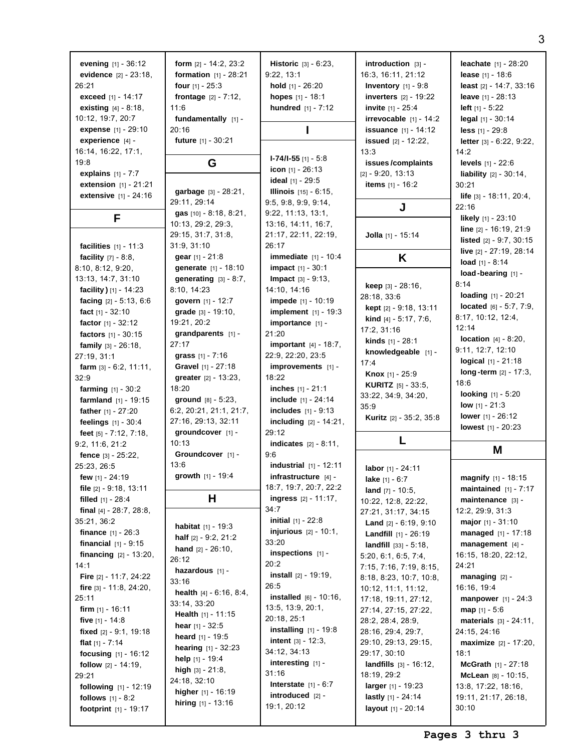**evening** [1] - 36:12
**evidence** [2] - 23:18, 26:21
**exceed** [1] - 14:17
**existing** [4] - 8:18, 10:12, 19:7, 20:7
**expense** [1] - 29:10
**experience** [4] - 16:14, 16:22, 17:1, 19:8
**explains** [1] - 7:7
**extension** [1] - 21:21
**extensive** [1] - 24:16

## F

**facilities** [1] - 11:3
**facility** [7] - 8:8, 8:10, 8:12, 9:20, 13:13, 14:7, 31:10
**facility)** [1] - 14:23
**facing** [2] - 5:13, 6:6
**fact** [1] - 32:10
**factor** [1] - 32:12
**factors** [1] - 30:15
**family** [3] - 26:18, 27:19, 31:1
**farm** [3] - 6:2, 11:11, 32:9
**farming** [1] - 30:2
**farmland** [1] - 19:15
**father** [1] - 27:20
**feelings** [1] - 30:4
**feet** [5] - 7:12, 7:18, 9:2, 11:6, 21:2
**fence** [3] - 25:22, 25:23, 26:5
**few** [1] - 24:19
**file** [2] - 9:18, 13:11
**filled** [1] - 28:4
**final** [4] - 28:7, 28:8, 35:21, 36:2
**finance** [1] - 26:3
**financial** [1] - 9:15
**financing** [2] - 13:20, 14:1
**Fire** [2] - 11:7, 24:22
**fire** [3] - 11:8, 24:20, 25:11
**firm** [1] - 16:11
**five** [1] - 14:8
**fixed** [2] - 9:1, 19:18
**flat** [1] - 7:14
**focusing** [1] - 16:12
**follow** [2] - 14:19, 29:21
**following** [1] - 12:19
**follows** [1] - 8:2
**footprint** [1] - 19:17
**form** [2] - 14:2, 23:2
**formation** [1] - 28:21
**four** [1] - 25:3
**frontage** [2] - 7:12, 11:6
**fundamentally** [1] - 20:16
**future** [1] - 30:21

## G

**garbage** [3] - 28:21, 29:11, 29:14
**gas** [10] - 8:18, 8:21, 10:13, 29:2, 29:3, 29:15, 31:7, 31:8, 31:9, 31:10
**gear** [1] - 21:8
**generate** [1] - 18:10
**generating** [3] - 8:7, 8:10, 14:23
**govern** [1] - 12:7
**grade** [3] - 19:10, 19:21, 20:2
**grandparents** [1] - 27:17
**grass** [1] - 7:16
**Gravel** [1] - 27:18
**greater** [2] - 13:23, 18:20
**ground** [8] - 5:23, 6:2, 20:21, 21:1, 21:7, 27:16, 29:13, 32:11
**groundcover** [1] - 10:13
**Groundcover** [1] - 13:6
**growth** [1] - 19:4

## H

**habitat** [1] - 19:3
**half** [2] - 9:2, 21:2
**hand** [2] - 26:10, 26:12
**hazardous** [1] - 33:16
**health** [4] - 6:16, 8:4, 33:14, 33:20
**Health** [1] - 11:15
**hear** [1] - 32:5
**heard** [1] - 19:5
**hearing** [1] - 32:23
**help** [1] - 19:4
**high** [3] - 21:8, 24:18, 32:10
**higher** [1] - 16:19
**hiring** [1] - 13:16
**Historic** [3] - 6:23, 9:22, 13:1
**hold** [1] - 26:20
**hopes** [1] - 18:1
**hundred** [1] - 7:12

## I

**I-74/I-55** [1] - 5:8
**icon** [1] - 26:13
**ideal** [1] - 29:5
**Illinois** [15] - 6:15, 9:5, 9:8, 9:9, 9:14, 9:22, 11:13, 13:1, 13:16, 14:11, 16:7, 21:17, 22:11, 22:19, 26:17
**immediate** [1] - 10:4
**impact** [1] - 30:1
**Impact** [3] - 9:13, 14:10, 14:16
**impede** [1] - 10:19
**implement** [1] - 19:3
**importance** [1] - 21:20
**important** [4] - 18:7, 22:9, 22:20, 23:5
**improvements** [1] - 18:22
**inches** [1] - 21:1
**include** [1] - 24:14
**includes** [1] - 9:13
**including** [2] - 14:21, 29:12
**indicates** [2] - 8:11, 9:6
**industrial** [1] - 12:11
**infrastructure** [4] - 18:7, 19:7, 20:7, 22:2
**ingress** [2] - 11:17, 34:7
**initial** [1] - 22:8
**injurious** [2] - 10:1, 33:20
**inspections** [1] - 20:2
**install** [2] - 19:19, 26:5
**installed** [6] - 10:16, 13:5, 13:9, 20:1, 20:18, 25:1
**installing** [1] - 19:8
**intent** [3] - 12:3, 34:12, 34:13
**interesting** [1] - 31:16
**Interstate** [1] - 6:7
**introduced** [2] - 19:1, 20:12
**introduction** [3] - 16:3, 16:11, 21:12
**Inventory** [1] - 9:8
**inverters** [2] - 19:22
**invite** [1] - 25:4
**irrevocable** [1] - 14:2
**issuance** [1] - 14:12
**issued** [2] - 12:22, 13:3
**issues/complaints** [2] - 9:20, 13:13
**items** [1] - 16:2

## J

**Jolla** [1] - 15:14

## K

**keep** [3] - 28:16, 28:18, 33:6
**kept** [2] - 9:18, 13:11
**kind** [4] - 5:17, 7:6, 17:2, 31:16
**kinds** [1] - 28:1
**knowledgeable** [1] - 17:4
**Knox** [1] - 25:9
**KURITZ** [5] - 33:5, 33:22, 34:9, 34:20, 35:9
**Kuritz** [2] - 35:2, 35:8

## L

**labor** [1] - 24:11
**lake** [1] - 6:7
**land** [7] - 10:5, 10:22, 12:8, 22:22, 27:21, 31:17, 34:15
**Land** [2] - 6:19, 9:10
**Landfill** [1] - 26:19
**landfill** [33] - 5:18, 5:20, 6:1, 6:5, 7:4, 7:15, 7:16, 7:19, 8:15, 8:18, 8:23, 10:7, 10:8, 10:12, 11:1, 11:12, 17:18, 19:11, 27:12, 27:14, 27:15, 27:22, 28:2, 28:4, 28:9, 28:16, 29:4, 29:7, 29:10, 29:13, 29:15, 29:17, 30:10
**landfills** [3] - 16:12, 18:19, 29:2
**larger** [1] - 19:23
**lastly** [1] - 24:14
**layout** [1] - 20:14
**leachate** [1] - 28:20
**lease** [1] - 18:6
**least** [2] - 14:7, 33:16
**leave** [1] - 28:13
**left** [1] - 5:22
**legal** [1] - 30:14
**less** [1] - 29:8
**letter** [3] - 6:22, 9:22, 14:2
**levels** [1] - 22:6
**liability** [2] - 30:14, 30:21
**life** [3] - 18:11, 20:4, 22:16
**likely** [1] - 23:10
**line** [2] - 16:19, 21:9
**listed** [2] - 9:7, 30:15
**live** [2] - 27:19, 28:14
**load** [1] - 8:14
**load-bearing** [1] - 8:14
**loading** [1] - 20:21
**located** [6] - 5:7, 7:9, 8:17, 10:12, 12:4, 12:14
**location** [4] - 8:20, 9:11, 12:7, 12:10
**logical** [1] - 21:18
**long-term** [2] - 17:3, 18:6
**looking** [1] - 5:20
**low** [1] - 21:3
**lower** [1] - 26:12
**lowest** [1] - 20:23

## M

**magnify** [1] - 18:15
**maintained** [1] - 7:17
**maintenance** [3] - 12:2, 29:9, 31:3
**major** [1] - 31:10
**managed** [1] - 17:18
**management** [4] - 16:15, 18:20, 22:12, 24:21
**managing** [2] - 16:16, 19:4
**manpower** [1] - 24:3
**map** [1] - 5:6
**materials** [3] - 24:11, 24:15, 24:16
**maximize** [2] - 17:20, 18:1
**McGrath** [1] - 27:18
**McLean** [8] - 10:15, 13:8, 17:22, 18:16, 19:11, 21:17, 26:18, 30:10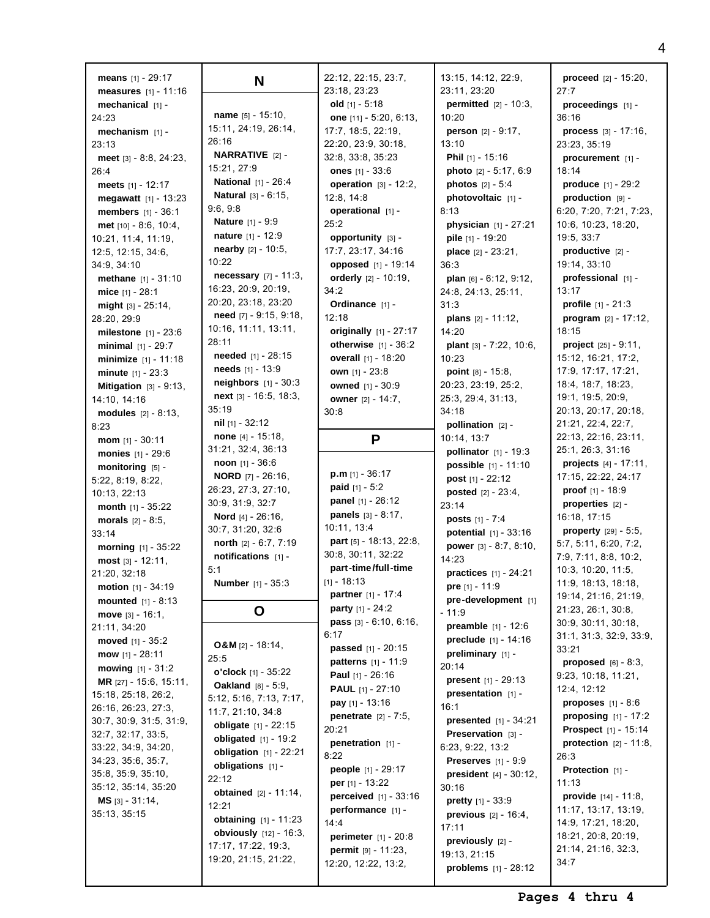**means** [1] - 29:17
**measures** [1] - 11:16
**mechanical** [1] - 24:23
**mechanism** [1] - 23:13
**meet** [3] - 8:8, 24:23, 26:4
**meets** [1] - 12:17
**megawatt** [1] - 13:23
**members** [1] - 36:1
**met** [10] - 8:6, 10:4, 10:21, 11:4, 11:19, 12:5, 12:15, 34:6, 34:9, 34:10
**methane** [1] - 31:10
**mice** [1] - 28:1
**might** [3] - 25:14, 28:20, 29:9
**milestone** [1] - 23:6
**minimal** [1] - 29:7
**minimize** [1] - 11:18
**minute** [1] - 23:3
**Mitigation** [3] - 9:13, 14:10, 14:16
**modules** [2] - 8:13, 8:23
**mom** [1] - 30:11
**monies** [1] - 29:6
**monitoring** [5] - 5:22, 8:19, 8:22, 10:13, 22:13
**month** [1] - 35:22
**morals** [2] - 8:5, 33:14
**morning** [1] - 35:22
**most** [3] - 12:11, 21:20, 32:18
**motion** [1] - 34:19
**mounted** [1] - 8:13
**move** [3] - 16:1, 21:11, 34:20
**moved** [1] - 35:2
**mow** [1] - 28:11
**mowing** [1] - 31:2
**MR** [27] - 15:6, 15:11, 15:18, 25:18, 26:2, 26:16, 26:23, 27:3, 30:7, 30:9, 31:5, 31:9, 32:7, 32:17, 33:5, 33:22, 34:9, 34:20, 34:23, 35:6, 35:7, 35:8, 35:9, 35:10, 35:12, 35:14, 35:20
**MS** [3] - 31:14, 35:13, 35:15

## N

**name** [5] - 15:10, 15:11, 24:19, 26:14, 26:16
**NARRATIVE** [2] - 15:21, 27:9
**National** [1] - 26:4
**Natural** [3] - 6:15, 9:6, 9:8
**Nature** [1] - 9:9
**nature** [1] - 12:9
**nearby** [2] - 10:5, 10:22
**necessary** [7] - 11:3, 16:23, 20:9, 20:19, 20:20, 23:18, 23:20
**need** [7] - 9:15, 9:18, 10:16, 11:11, 13:11, 28:11
**needed** [1] - 28:15
**needs** [1] - 13:9
**neighbors** [1] - 30:3
**next** [3] - 16:5, 18:3, 35:19
**nil** [1] - 32:12
**none** [4] - 15:18, 31:21, 32:4, 36:13
**noon** [1] - 36:6
**NORD** [7] - 26:16, 26:23, 27:3, 27:10, 30:9, 31:9, 32:7
**Nord** [4] - 26:16, 30:7, 31:20, 32:6
**north** [2] - 6:7, 7:19
**notifications** [1] - 5:1
**Number** [1] - 35:3

## O

**O&M** [2] - 18:14, 25:5
**o'clock** [1] - 35:22
**Oakland** [8] - 5:9, 5:12, 5:16, 7:13, 7:17, 11:7, 21:10, 34:8
**obligate** [1] - 22:15
**obligated** [1] - 19:2
**obligation** [1] - 22:21
**obligations** [1] - 22:12
**obtained** [2] - 11:14, 12:21
**obtaining** [1] - 11:23
**obviously** [12] - 16:3, 17:17, 17:22, 19:3, 19:20, 21:15, 21:22, 22:12, 22:15, 23:7, 23:18, 23:23
**old** [1] - 5:18
**one** [11] - 5:20, 6:13, 17:7, 18:5, 22:19, 22:20, 23:9, 30:18, 32:8, 33:8, 35:23
**ones** [1] - 33:6
**operation** [3] - 12:2, 12:8, 14:8
**operational** [1] - 25:2
**opportunity** [3] - 17:7, 23:17, 34:16
**opposed** [1] - 19:14
**orderly** [2] - 10:19, 34:2
**Ordinance** [1] - 12:18
**originally** [1] - 27:17
**otherwise** [1] - 36:2
**overall** [1] - 18:20
**own** [1] - 23:8
**owned** [1] - 30:9
**owner** [2] - 14:7, 30:8

## P

**p.m** [1] - 36:17
**paid** [1] - 5:2
**panel** [1] - 26:12
**panels** [3] - 8:17, 10:11, 13:4
**part** [5] - 18:13, 22:8, 30:8, 30:11, 32:22
**part-time/full-time** [1] - 18:13
**partner** [1] - 17:4
**party** [1] - 24:2
**pass** [3] - 6:10, 6:16, 6:17
**passed** [1] - 20:15
**patterns** [1] - 11:9
**Paul** [1] - 26:16
**PAUL** [1] - 27:10
**pay** [1] - 13:16
**penetrate** [2] - 7:5, 20:21
**penetration** [1] - 8:22
**people** [1] - 29:17
**per** [1] - 13:22
**perceived** [1] - 33:16
**performance** [1] - 14:4
**perimeter** [1] - 20:8
**permit** [9] - 11:23, 12:20, 12:22, 13:2, 13:15, 14:12, 22:9, 23:11, 23:20
**permitted** [2] - 10:3, 10:20
**person** [2] - 9:17, 13:10
**Phil** [1] - 15:16
**photo** [2] - 5:17, 6:9
**photos** [2] - 5:4
**photovoltaic** [1] - 8:13
**physician** [1] - 27:21
**pile** [1] - 19:20
**place** [2] - 23:21, 36:3
**plan** [6] - 6:12, 9:12, 24:8, 24:13, 25:11, 31:3
**plans** [2] - 11:12, 14:20
**plant** [3] - 7:22, 10:6, 10:23
**point** [8] - 15:8, 20:23, 23:19, 25:2, 25:3, 29:4, 31:13, 34:18
**pollination** [2] - 10:14, 13:7
**pollinator** [1] - 19:3
**possible** [1] - 11:10
**post** [1] - 22:12
**posted** [2] - 23:4, 23:14
**posts** [1] - 7:4
**potential** [1] - 33:16
**power** [3] - 8:7, 8:10, 14:23
**practices** [1] - 24:21
**pre** [1] - 11:9
**pre-development** [1] - 11:9
**preamble** [1] - 12:6
**preclude** [1] - 14:16
**preliminary** [1] - 20:14
**present** [1] - 29:13
**presentation** [1] - 16:1
**presented** [1] - 34:21
**Preservation** [3] - 6:23, 9:22, 13:2
**Preserves** [1] - 9:9
**president** [4] - 30:12, 30:16
**pretty** [1] - 33:9
**previous** [2] - 16:4, 17:11
**previously** [2] - 19:13, 21:15
**problems** [1] - 28:12
**proceed** [2] - 15:20, 27:7
**proceedings** [1] - 36:16
**process** [3] - 17:16, 23:23, 35:19
**procurement** [1] - 18:14
**produce** [1] - 29:2
**production** [9] - 6:20, 7:20, 7:21, 7:23, 10:6, 10:23, 18:20, 19:5, 33:7
**productive** [2] - 19:14, 33:10
**professional** [1] - 13:17
**profile** [1] - 21:3
**program** [2] - 17:12, 18:15
**project** [25] - 9:11, 15:12, 16:21, 17:2, 17:9, 17:17, 17:21, 18:4, 18:7, 18:23, 19:1, 19:5, 20:9, 20:13, 20:17, 20:18, 21:21, 22:4, 22:7, 22:13, 22:16, 23:11, 25:1, 26:3, 31:16
**projects** [4] - 17:11, 17:15, 22:22, 24:17
**proof** [1] - 18:9
**properties** [2] - 16:18, 17:15
**property** [29] - 5:5, 5:7, 5:11, 6:20, 7:2, 7:9, 7:11, 8:8, 10:2, 10:3, 10:20, 11:5, 11:9, 18:13, 18:18, 19:14, 21:16, 21:19, 21:23, 26:1, 30:8, 30:9, 30:11, 30:18, 31:1, 31:3, 32:9, 33:9, 33:21
**proposed** [6] - 8:3, 9:23, 10:18, 11:21, 12:4, 12:12
**proposes** [1] - 8:6
**proposing** [1] - 17:2
**Prospect** [1] - 15:14
**protection** [2] - 11:8, 26:3
**Protection** [1] - 11:13
**provide** [14] - 11:8, 11:17, 13:17, 13:19, 14:9, 17:21, 18:20, 18:21, 20:8, 20:19, 21:14, 21:16, 32:3, 34:7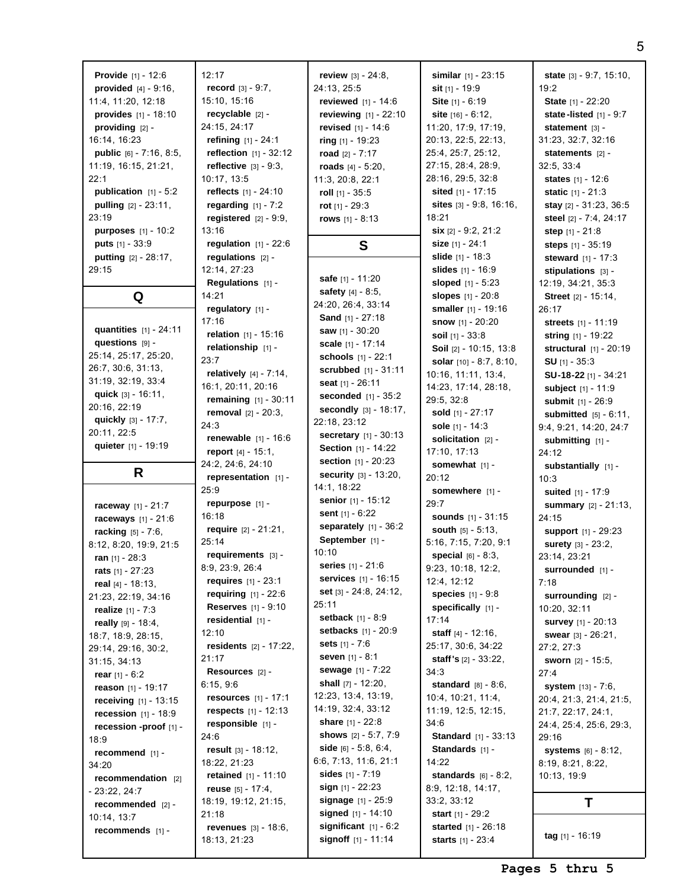**Provide** [1] - 12:6
**provided** [4] - 9:16, 11:4, 11:20, 12:18
**provides** [1] - 18:10
**providing** [2] - 16:14, 16:23
**public** [6] - 7:16, 8:5, 11:19, 16:15, 21:21, 22:1
**publication** [1] - 5:2
**pulling** [2] - 23:11, 23:19
**purposes** [1] - 10:2
**puts** [1] - 33:9
**putting** [2] - 28:17, 29:15

## Q

**quantities** [1] - 24:11
**questions** [9] - 25:14, 25:17, 25:20, 26:7, 30:6, 31:13, 31:19, 32:19, 33:4
**quick** [3] - 16:11, 20:16, 22:19
**quickly** [3] - 17:7, 20:11, 22:5
**quieter** [1] - 19:19

## R

**raceway** [1] - 21:7
**raceways** [1] - 21:6
**racking** [5] - 7:6, 8:12, 8:20, 19:9, 21:5
**ran** [1] - 28:3
**rats** [1] - 27:23
**real** [4] - 18:13, 21:23, 22:19, 34:16
**realize** [1] - 7:3
**really** [9] - 18:4, 18:7, 18:9, 28:15, 29:14, 29:16, 30:2, 31:15, 34:13
**rear** [1] - 6:2
**reason** [1] - 19:17
**receiving** [1] - 13:15
**recession** [1] - 18:9
**recession -proof** [1] - 18:9
**recommend** [1] - 34:20
**recommendation** [2] - 23:22, 24:7
**recommended** [2] - 10:14, 13:7
**recommends** [1] - 12:17
**record** [3] - 9:7, 15:10, 15:16
**recyclable** [2] - 24:15, 24:17
**refining** [1] - 24:1
**reflection** [1] - 32:12
**reflective** [3] - 9:3, 10:17, 13:5
**reflects** [1] - 24:10
**regarding** [1] - 7:2
**registered** [2] - 9:9, 13:16
**regulation** [1] - 22:6
**regulations** [2] - 12:14, 27:23
**Regulations** [1] - 14:21
**regulatory** [1] - 17:16
**relation** [1] - 15:16
**relationship** [1] - 23:7
**relatively** [4] - 7:14, 16:1, 20:11, 20:16
**remaining** [1] - 30:11
**removal** [2] - 20:3, 24:3
**renewable** [1] - 16:6
**report** [4] - 15:1, 24:2, 24:6, 24:10
**representation** [1] - 25:9
**repurpose** [1] - 16:18
**require** [2] - 21:21, 25:14
**requirements** [3] - 8:9, 23:9, 26:4
**requires** [1] - 23:1
**requiring** [1] - 22:6
**Reserves** [1] - 9:10
**residential** [1] - 12:10
**residents** [2] - 17:22, 21:17
**Resources** [2] - 6:15, 9:6
**resources** [1] - 17:1
**respects** [1] - 12:13
**responsible** [1] - 24:6
**result** [3] - 18:12, 18:22, 21:23
**retained** [1] - 11:10
**reuse** [5] - 17:4, 18:19, 19:12, 21:15, 21:18
**revenues** [3] - 18:6, 18:13, 21:23
**review** [3] - 24:8, 24:13, 25:5
**reviewed** [1] - 14:6
**reviewing** [1] - 22:10
**revised** [1] - 14:6
**ring** [1] - 19:23
**road** [2] - 7:17
**roads** [4] - 5:20, 11:3, 20:8, 22:1
**roll** [1] - 35:5
**rot** [1] - 29:3
**rows** [1] - 8:13

## S

**safe** [1] - 11:20
**safety** [4] - 8:5, 24:20, 26:4, 33:14
**Sand** [1] - 27:18
**saw** [1] - 30:20
**scale** [1] - 17:14
**schools** [1] - 22:1
**scrubbed** [1] - 31:11
**seat** [1] - 26:11
**seconded** [1] - 35:2
**secondly** [3] - 18:17, 22:18, 23:12
**secretary** [1] - 30:13
**Section** [1] - 14:22
**section** [1] - 20:23
**security** [3] - 13:20, 14:1, 18:22
**senior** [1] - 15:12
**sent** [1] - 6:22
**separately** [1] - 36:2
**September** [1] - 10:10
**series** [1] - 21:6
**services** [1] - 16:15
**set** [3] - 24:8, 24:12, 25:11
**setback** [1] - 8:9
**setbacks** [1] - 20:9
**sets** [1] - 7:6
**seven** [1] - 8:1
**sewage** [1] - 7:22
**shall** [7] - 12:20, 12:23, 13:4, 13:19, 14:19, 32:4, 33:12
**share** [1] - 22:8
**shows** [2] - 5:7, 7:9
**side** [6] - 5:8, 6:4, 6:6, 7:13, 11:6, 21:1
**sides** [1] - 7:19
**sign** [1] - 22:23
**signage** [1] - 25:9
**signed** [1] - 14:10
**significant** [1] - 6:2
**signoff** [1] - 11:14
**similar** [1] - 23:15
**sit** [1] - 19:9
**Site** [1] - 6:19
**site** [16] - 6:12, 11:20, 17:9, 17:19, 20:13, 22:5, 22:13, 25:4, 25:7, 25:12, 27:15, 28:4, 28:9, 28:16, 29:5, 32:8
**sited** [1] - 17:15
**sites** [3] - 9:8, 16:16, 18:21
**six** [2] - 9:2, 21:2
**size** [1] - 24:1
**slide** [1] - 18:3
**slides** [1] - 16:9
**sloped** [1] - 5:23
**slopes** [1] - 20:8
**smaller** [1] - 19:16
**snow** [1] - 20:20
**soil** [1] - 33:8
**Soil** [2] - 10:15, 13:8
**solar** [10] - 8:7, 8:10, 10:16, 11:11, 13:4, 14:23, 17:14, 28:18, 29:5, 32:8
**sold** [1] - 27:17
**sole** [1] - 14:3
**solicitation** [2] - 17:10, 17:13
**somewhat** [1] - 20:12
**somewhere** [1] - 29:7
**sounds** [1] - 31:15
**south** [5] - 5:13, 5:16, 7:15, 7:20, 9:1
**special** [6] - 8:3, 9:23, 10:18, 12:2, 12:4, 12:12
**species** [1] - 9:8
**specifically** [1] - 17:14
**staff** [4] - 12:16, 25:17, 30:6, 34:22
**staff's** [2] - 33:22, 34:3
**standard** [8] - 8:6, 10:4, 10:21, 11:4, 11:19, 12:5, 12:15, 34:6
**Standard** [1] - 33:13
**Standards** [1] - 14:22
**standards** [6] - 8:2, 8:9, 12:18, 14:17, 33:2, 33:12
**start** [1] - 29:2
**started** [1] - 26:18
**starts** [1] - 23:4
**state** [3] - 9:7, 15:10, 19:2
**State** [1] - 22:20
**state-listed** [1] - 9:7
**statement** [3] - 31:23, 32:7, 32:16
**statements** [2] - 32:5, 33:4
**states** [1] - 12:6
**static** [1] - 21:3
**stay** [2] - 31:23, 36:5
**steel** [2] - 7:4, 24:17
**step** [1] - 21:8
**steps** [1] - 35:19
**steward** [1] - 17:3
**stipulations** [3] - 12:19, 34:21, 35:3
**Street** [2] - 15:14, 26:17
**streets** [1] - 11:19
**string** [1] - 19:22
**structural** [1] - 20:19
**SU** [1] - 35:3
**SU-18-22** [1] - 34:21
**subject** [1] - 11:9
**submit** [1] - 26:9
**submitted** [5] - 6:11, 9:4, 9:21, 14:20, 24:7
**submitting** [1] - 24:12
**substantially** [1] - 10:3
**suited** [1] - 17:9
**summary** [2] - 21:13, 24:15
**support** [1] - 29:23
**surety** [3] - 23:2, 23:14, 23:21
**surrounded** [1] - 7:18
**surrounding** [2] - 10:20, 32:11
**survey** [1] - 20:13
**swear** [3] - 26:21, 27:2, 27:3
**sworn** [2] - 15:5, 27:4
**system** [13] - 7:6, 20:4, 21:3, 21:4, 21:5, 21:7, 22:17, 24:1, 24:4, 25:4, 25:6, 29:3, 29:16
**systems** [6] - 8:12, 8:19, 8:21, 8:22, 10:13, 19:9

## T

**tag** [1] - 16:19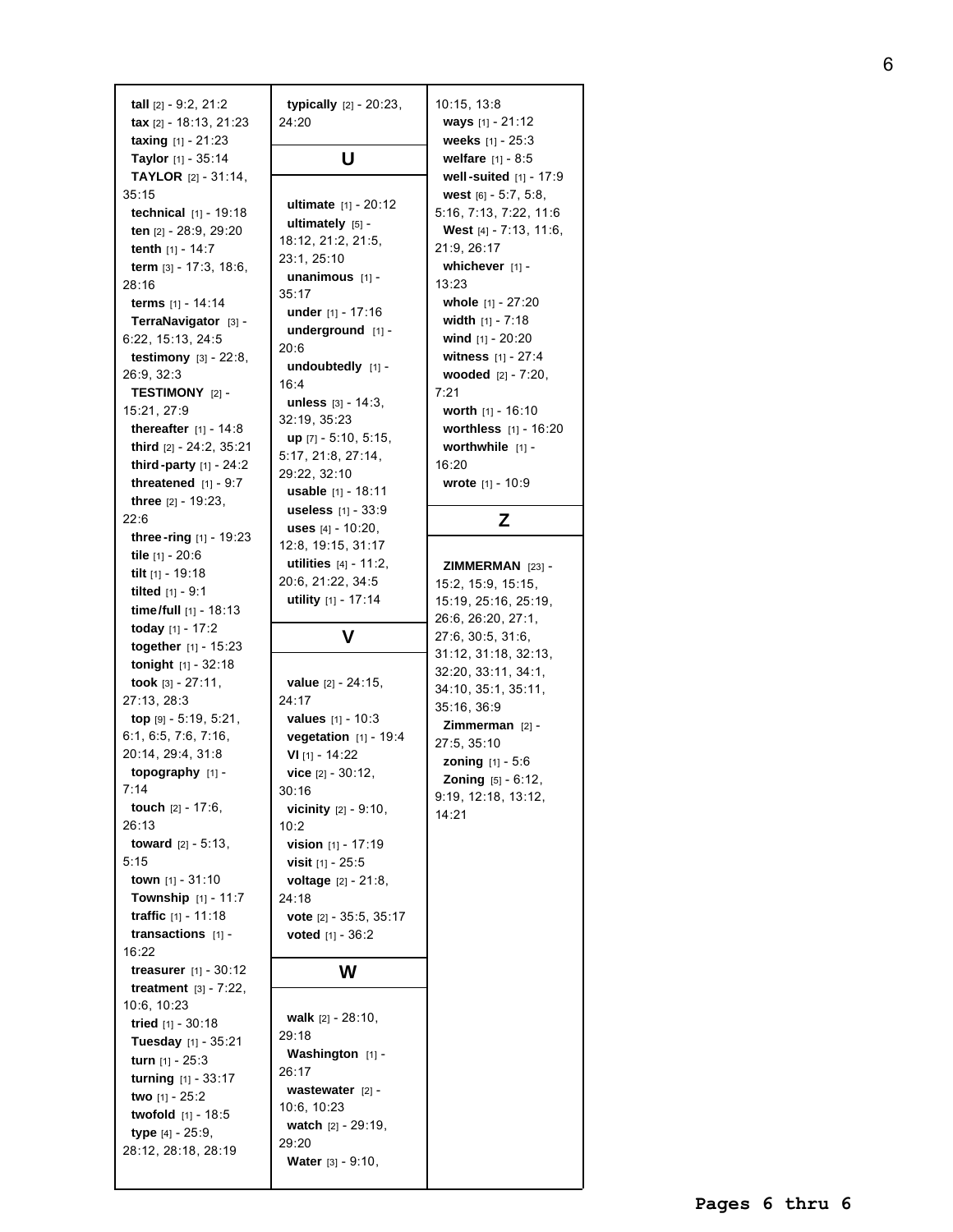**tall** [2] - 9:2, 21:2
**tax** [2] - 18:13, 21:23
**taxing** [1] - 21:23
**Taylor** [1] - 35:14
**TAYLOR** [2] - 31:14, 35:15
**technical** [1] - 19:18
**ten** [2] - 28:9, 29:20
**tenth** [1] - 14:7
**term** [3] - 17:3, 18:6, 28:16
**terms** [1] - 14:14
**TerraNavigator** [3] - 6:22, 15:13, 24:5
**testimony** [3] - 22:8, 26:9, 32:3
**TESTIMONY** [2] - 15:21, 27:9
**thereafter** [1] - 14:8
**third** [2] - 24:2, 35:21
**third-party** [1] - 24:2
**threatened** [1] - 9:7
**three** [2] - 19:23, 22:6
**three-ring** [1] - 19:23
**tile** [1] - 20:6
**tilt** [1] - 19:18
**tilted** [1] - 9:1
**time/full** [1] - 18:13
**today** [1] - 17:2
**together** [1] - 15:23
**tonight** [1] - 32:18
**took** [3] - 27:11, 27:13, 28:3
**top** [9] - 5:19, 5:21, 6:1, 6:5, 7:6, 7:16, 20:14, 29:4, 31:8
**topography** [1] - 7:14
**touch** [2] - 17:6, 26:13
**toward** [2] - 5:13, 5:15
**town** [1] - 31:10
**Township** [1] - 11:7
**traffic** [1] - 11:18
**transactions** [1] - 16:22
**treasurer** [1] - 30:12
**treatment** [3] - 7:22, 10:6, 10:23
**tried** [1] - 30:18
**Tuesday** [1] - 35:21
**turn** [1] - 25:3
**turning** [1] - 33:17
**two** [1] - 25:2
**twofold** [1] - 18:5
**type** [4] - 25:9, 28:12, 28:18, 28:19
**typically** [2] - 20:23, 24:20

## U

**ultimate** [1] - 20:12
**ultimately** [5] - 18:12, 21:2, 21:5, 23:1, 25:10
**unanimous** [1] - 35:17
**under** [1] - 17:16
**underground** [1] - 20:6
**undoubtedly** [1] - 16:4
**unless** [3] - 14:3, 32:19, 35:23
**up** [7] - 5:10, 5:15, 5:17, 21:8, 27:14, 29:22, 32:10
**usable** [1] - 18:11
**useless** [1] - 33:9
**uses** [4] - 10:20, 12:8, 19:15, 31:17
**utilities** [4] - 11:2, 20:6, 21:22, 34:5
**utility** [1] - 17:14

## V

**value** [2] - 24:15, 24:17
**values** [1] - 10:3
**vegetation** [1] - 19:4
**VI** [1] - 14:22
**vice** [2] - 30:12, 30:16
**vicinity** [2] - 9:10, 10:2
**vision** [1] - 17:19
**visit** [1] - 25:5
**voltage** [2] - 21:8, 24:18
**vote** [2] - 35:5, 35:17
**voted** [1] - 36:2

## W

**walk** [2] - 28:10, 29:18
**Washington** [1] - 26:17
**wastewater** [2] - 10:6, 10:23
**watch** [2] - 29:19, 29:20
**Water** [3] - 9:10, 10:15, 13:8
**ways** [1] - 21:12
**weeks** [1] - 25:3
**welfare** [1] - 8:5
**well-suited** [1] - 17:9
**west** [6] - 5:7, 5:8, 5:16, 7:13, 7:22, 11:6
**West** [4] - 7:13, 11:6, 21:9, 26:17
**whichever** [1] - 13:23
**whole** [1] - 27:20
**width** [1] - 7:18
**wind** [1] - 20:20
**witness** [1] - 27:4
**wooded** [2] - 7:20, 7:21
**worth** [1] - 16:10
**worthless** [1] - 16:20
**worthwhile** [1] - 16:20
**wrote** [1] - 10:9

## Z

**ZIMMERMAN** [23] - 15:2, 15:9, 15:15, 15:19, 25:16, 25:19, 26:6, 26:20, 27:1, 27:6, 30:5, 31:6, 31:12, 31:18, 32:13, 32:20, 33:11, 34:1, 34:10, 35:1, 35:11, 35:16, 36:9
**Zimmerman** [2] - 27:5, 35:10
**zoning** [1] - 5:6
**Zoning** [5] - 6:12, 9:19, 12:18, 13:12, 14:21

Pages 6 thru 6